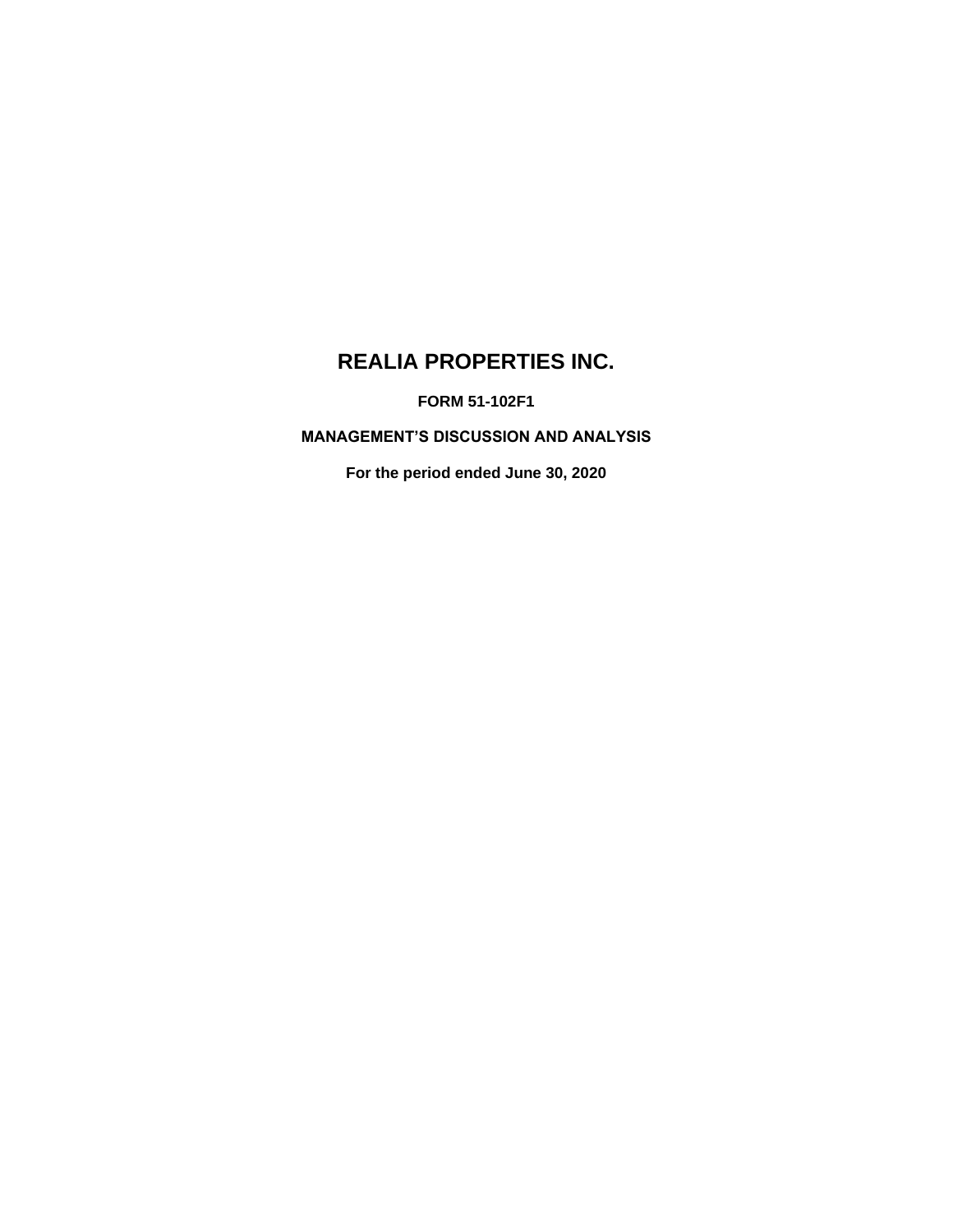# REALIA PROPERTIES INC.

**FORM 51-102F1**

**MANAGEMENT'S DISCUSSION AND ANALYSIS**

**For the period ended June 30, 2020**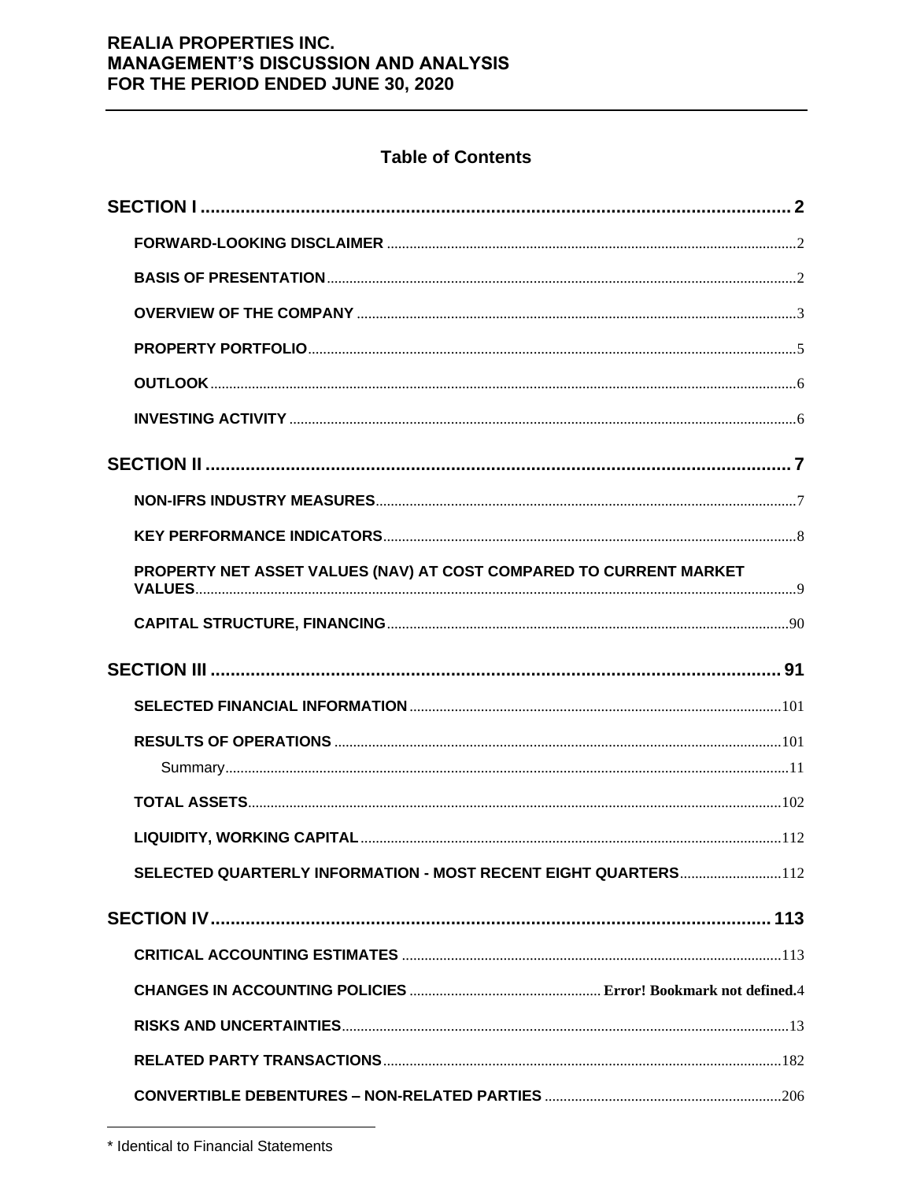# Table of Contents

**SECTION I** .......... 2

- **FORWARD-LOOKING DISCLAIMER** .......... 2
- **BASIS OF PRESENTATION** .......... 2
- **OVERVIEW OF THE COMPANY** .......... 3
- **PROPERTY PORTFOLIO** .......... 5
- **OUTLOOK** .......... 6
- **INVESTING ACTIVITY** .......... 6

**SECTION II** .......... 7

- **NON-IFRS INDUSTRY MEASURES** .......... 7
- **KEY PERFORMANCE INDICATORS** .......... 8
- **PROPERTY NET ASSET VALUES (NAV) AT COST COMPARED TO CURRENT MARKET VALUES** .......... 9
- **CAPITAL STRUCTURE, FINANCING** .......... 90

**SECTION III** .......... 91

- **SELECTED FINANCIAL INFORMATION** .......... 101
- **RESULTS OF OPERATIONS** .......... 101
  - Summary .......... 11
- **TOTAL ASSETS** .......... 102
- **LIQUIDITY, WORKING CAPITAL** .......... 112
- **SELECTED QUARTERLY INFORMATION - MOST RECENT EIGHT QUARTERS** .......... 112

**SECTION IV** .......... 113

- **CRITICAL ACCOUNTING ESTIMATES** .......... 113
- **CHANGES IN ACCOUNTING POLICIES** .......... **Error! Bookmark not defined.**4
- **RISKS AND UNCERTAINTIES** .......... 13
- **RELATED PARTY TRANSACTIONS** .......... 182
- **CONVERTIBLE DEBENTURES – NON-RELATED PARTIES** .......... 206

---

\* Identical to Financial Statements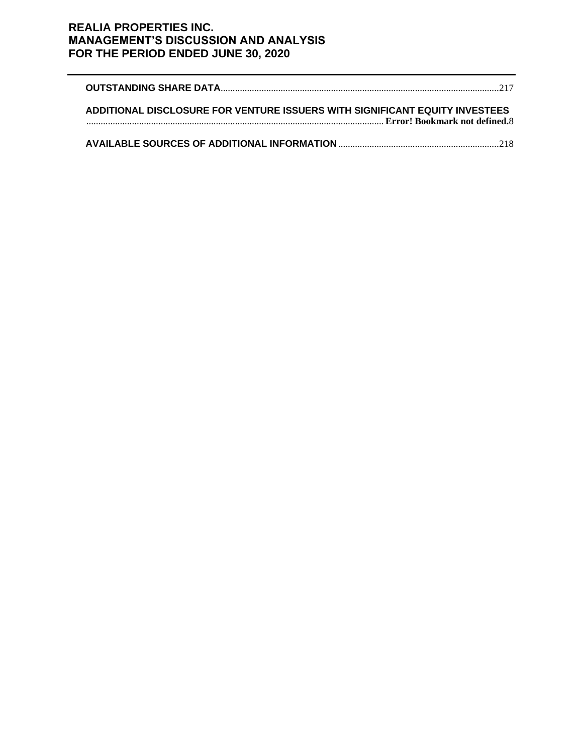**OUTSTANDING SHARE DATA**...................................................................................................................217

**ADDITIONAL DISCLOSURE FOR VENTURE ISSUERS WITH SIGNIFICANT EQUITY INVESTEES** ........................................................................................................................... **Error! Bookmark not defined.**8

**AVAILABLE SOURCES OF ADDITIONAL INFORMATION**..................................................................218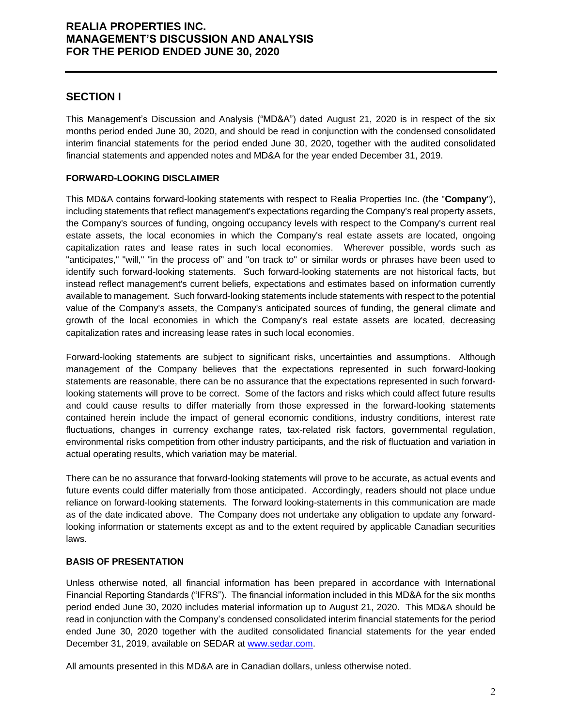## SECTION I

This Management's Discussion and Analysis ("MD&A") dated August 21, 2020 is in respect of the six months period ended June 30, 2020, and should be read in conjunction with the condensed consolidated interim financial statements for the period ended June 30, 2020, together with the audited consolidated financial statements and appended notes and MD&A for the year ended December 31, 2019.

### FORWARD-LOOKING DISCLAIMER

This MD&A contains forward-looking statements with respect to Realia Properties Inc. (the "**Company**"), including statements that reflect management's expectations regarding the Company's real property assets, the Company's sources of funding, ongoing occupancy levels with respect to the Company's current real estate assets, the local economies in which the Company's real estate assets are located, ongoing capitalization rates and lease rates in such local economies. Wherever possible, words such as "anticipates," "will," "in the process of" and "on track to" or similar words or phrases have been used to identify such forward-looking statements. Such forward-looking statements are not historical facts, but instead reflect management's current beliefs, expectations and estimates based on information currently available to management. Such forward-looking statements include statements with respect to the potential value of the Company's assets, the Company's anticipated sources of funding, the general climate and growth of the local economies in which the Company's real estate assets are located, decreasing capitalization rates and increasing lease rates in such local economies.

Forward-looking statements are subject to significant risks, uncertainties and assumptions. Although management of the Company believes that the expectations represented in such forward-looking statements are reasonable, there can be no assurance that the expectations represented in such forward-looking statements will prove to be correct. Some of the factors and risks which could affect future results and could cause results to differ materially from those expressed in the forward-looking statements contained herein include the impact of general economic conditions, industry conditions, interest rate fluctuations, changes in currency exchange rates, tax-related risk factors, governmental regulation, environmental risks competition from other industry participants, and the risk of fluctuation and variation in actual operating results, which variation may be material.

There can be no assurance that forward-looking statements will prove to be accurate, as actual events and future events could differ materially from those anticipated. Accordingly, readers should not place undue reliance on forward-looking statements. The forward looking-statements in this communication are made as of the date indicated above. The Company does not undertake any obligation to update any forward-looking information or statements except as and to the extent required by applicable Canadian securities laws.

### BASIS OF PRESENTATION

Unless otherwise noted, all financial information has been prepared in accordance with International Financial Reporting Standards ("IFRS"). The financial information included in this MD&A for the six months period ended June 30, 2020 includes material information up to August 21, 2020. This MD&A should be read in conjunction with the Company's condensed consolidated interim financial statements for the period ended June 30, 2020 together with the audited consolidated financial statements for the year ended December 31, 2019, available on SEDAR at www.sedar.com.

All amounts presented in this MD&A are in Canadian dollars, unless otherwise noted.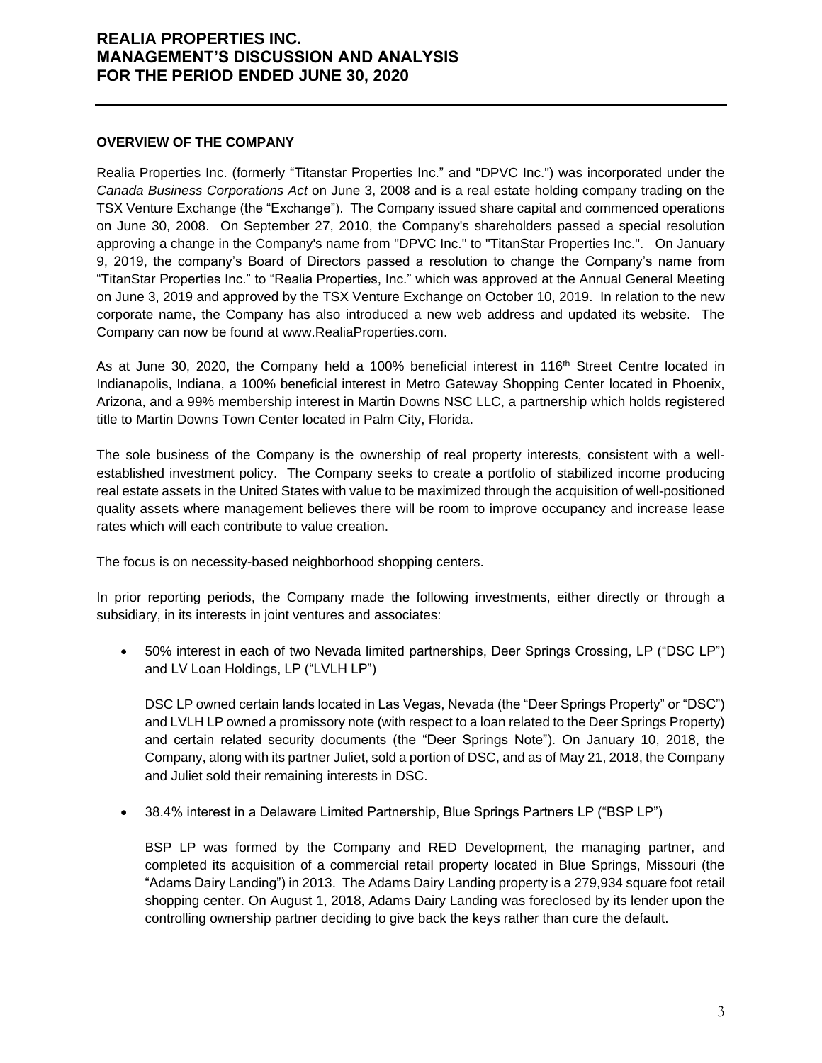## OVERVIEW OF THE COMPANY

Realia Properties Inc. (formerly "Titanstar Properties Inc." and "DPVC Inc.") was incorporated under the *Canada Business Corporations Act* on June 3, 2008 and is a real estate holding company trading on the TSX Venture Exchange (the "Exchange"). The Company issued share capital and commenced operations on June 30, 2008. On September 27, 2010, the Company's shareholders passed a special resolution approving a change in the Company's name from "DPVC Inc." to "TitanStar Properties Inc.". On January 9, 2019, the company's Board of Directors passed a resolution to change the Company's name from "TitanStar Properties Inc." to "Realia Properties, Inc." which was approved at the Annual General Meeting on June 3, 2019 and approved by the TSX Venture Exchange on October 10, 2019. In relation to the new corporate name, the Company has also introduced a new web address and updated its website. The Company can now be found at www.RealiaProperties.com.

As at June 30, 2020, the Company held a 100% beneficial interest in 116th Street Centre located in Indianapolis, Indiana, a 100% beneficial interest in Metro Gateway Shopping Center located in Phoenix, Arizona, and a 99% membership interest in Martin Downs NSC LLC, a partnership which holds registered title to Martin Downs Town Center located in Palm City, Florida.

The sole business of the Company is the ownership of real property interests, consistent with a well-established investment policy. The Company seeks to create a portfolio of stabilized income producing real estate assets in the United States with value to be maximized through the acquisition of well-positioned quality assets where management believes there will be room to improve occupancy and increase lease rates which will each contribute to value creation.

The focus is on necessity-based neighborhood shopping centers.

In prior reporting periods, the Company made the following investments, either directly or through a subsidiary, in its interests in joint ventures and associates:

- 50% interest in each of two Nevada limited partnerships, Deer Springs Crossing, LP ("DSC LP") and LV Loan Holdings, LP ("LVLH LP")

  DSC LP owned certain lands located in Las Vegas, Nevada (the "Deer Springs Property" or "DSC") and LVLH LP owned a promissory note (with respect to a loan related to the Deer Springs Property) and certain related security documents (the "Deer Springs Note"). On January 10, 2018, the Company, along with its partner Juliet, sold a portion of DSC, and as of May 21, 2018, the Company and Juliet sold their remaining interests in DSC.

- 38.4% interest in a Delaware Limited Partnership, Blue Springs Partners LP ("BSP LP")

  BSP LP was formed by the Company and RED Development, the managing partner, and completed its acquisition of a commercial retail property located in Blue Springs, Missouri (the "Adams Dairy Landing") in 2013. The Adams Dairy Landing property is a 279,934 square foot retail shopping center. On August 1, 2018, Adams Dairy Landing was foreclosed by its lender upon the controlling ownership partner deciding to give back the keys rather than cure the default.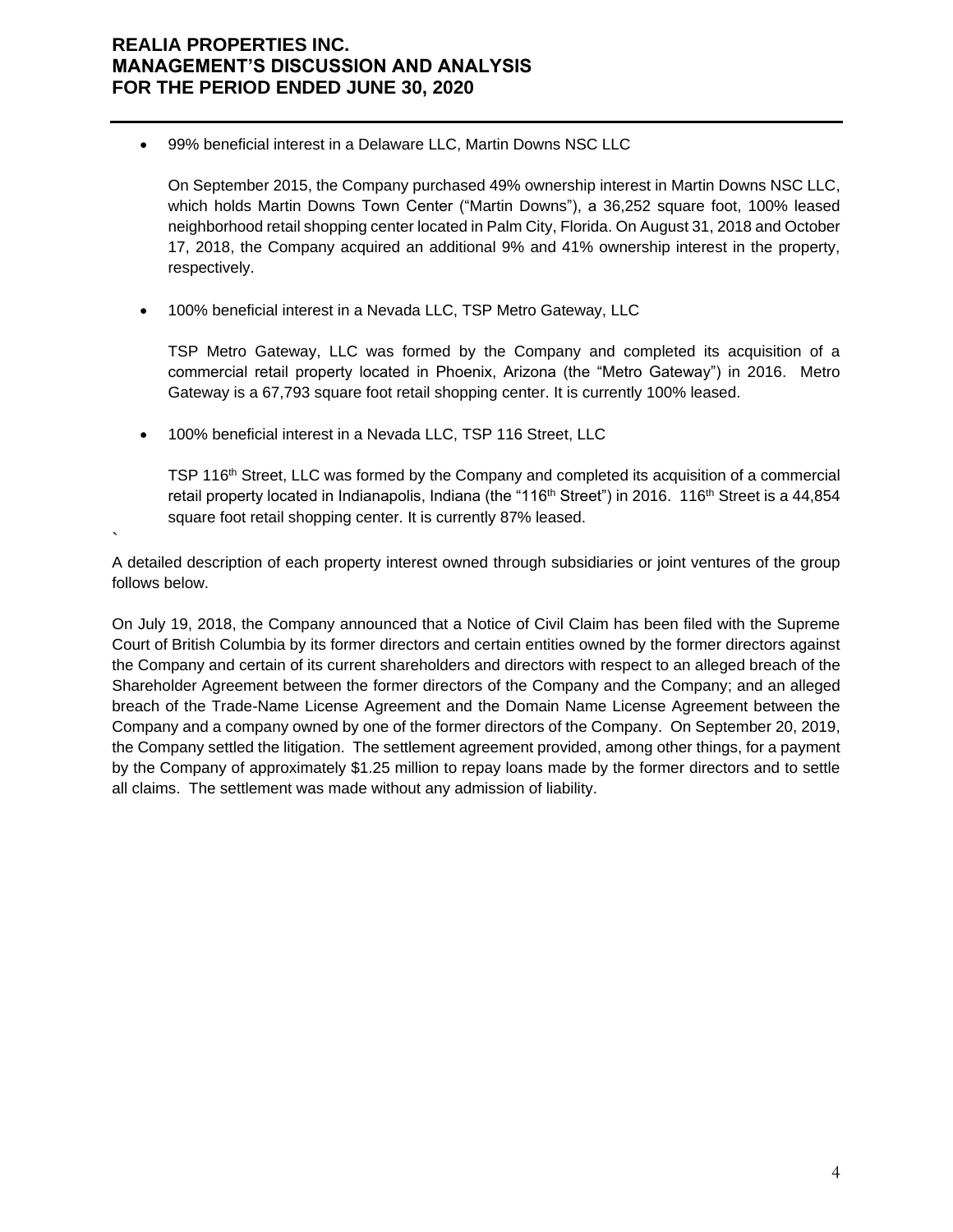- 99% beneficial interest in a Delaware LLC, Martin Downs NSC LLC

  On September 2015, the Company purchased 49% ownership interest in Martin Downs NSC LLC, which holds Martin Downs Town Center ("Martin Downs"), a 36,252 square foot, 100% leased neighborhood retail shopping center located in Palm City, Florida. On August 31, 2018 and October 17, 2018, the Company acquired an additional 9% and 41% ownership interest in the property, respectively.

- 100% beneficial interest in a Nevada LLC, TSP Metro Gateway, LLC

  TSP Metro Gateway, LLC was formed by the Company and completed its acquisition of a commercial retail property located in Phoenix, Arizona (the "Metro Gateway") in 2016. Metro Gateway is a 67,793 square foot retail shopping center. It is currently 100% leased.

- 100% beneficial interest in a Nevada LLC, TSP 116 Street, LLC

  TSP 116th Street, LLC was formed by the Company and completed its acquisition of a commercial retail property located in Indianapolis, Indiana (the "116th Street") in 2016. 116th Street is a 44,854 square foot retail shopping center. It is currently 87% leased.

`

A detailed description of each property interest owned through subsidiaries or joint ventures of the group follows below.

On July 19, 2018, the Company announced that a Notice of Civil Claim has been filed with the Supreme Court of British Columbia by its former directors and certain entities owned by the former directors against the Company and certain of its current shareholders and directors with respect to an alleged breach of the Shareholder Agreement between the former directors of the Company and the Company; and an alleged breach of the Trade-Name License Agreement and the Domain Name License Agreement between the Company and a company owned by one of the former directors of the Company. On September 20, 2019, the Company settled the litigation. The settlement agreement provided, among other things, for a payment by the Company of approximately $1.25 million to repay loans made by the former directors and to settle all claims. The settlement was made without any admission of liability.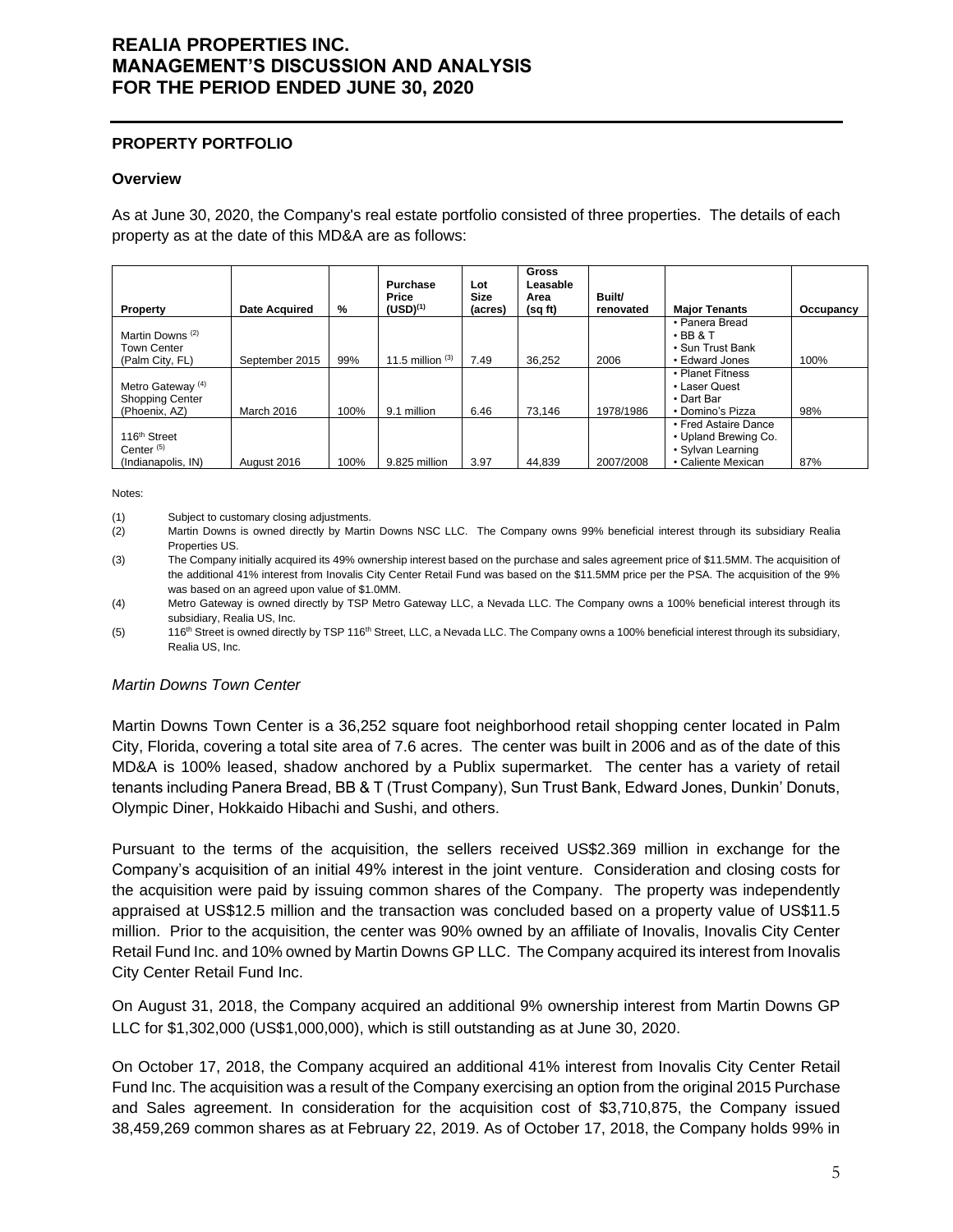## PROPERTY PORTFOLIO

### Overview

As at June 30, 2020, the Company's real estate portfolio consisted of three properties. The details of each property as at the date of this MD&A are as follows:

| Property | Date Acquired | % | Purchase Price (USD)[(1)] | Lot Size (acres) | Gross Leasable Area (sq ft) | Built/ renovated | Major Tenants | Occupancy |
|---|---|---|---|---|---|---|---|---|
| Martin Downs [(2)] Town Center (Palm City, FL) | September 2015 | 99% | 11.5 million [(3)] | 7.49 | 36,252 | 2006 | • Panera Bread • BB & T • Sun Trust Bank • Edward Jones | 100% |
| Metro Gateway [(4)] Shopping Center (Phoenix, AZ) | March 2016 | 100% | 9.1 million | 6.46 | 73,146 | 1978/1986 | • Planet Fitness • Laser Quest • Dart Bar • Domino's Pizza | 98% |
| 116th Street Center [(5)] (Indianapolis, IN) | August 2016 | 100% | 9.825 million | 3.97 | 44,839 | 2007/2008 | • Fred Astaire Dance • Upland Brewing Co. • Sylvan Learning • Caliente Mexican | 87% |

Notes:

(1) Subject to customary closing adjustments.

(2) Martin Downs is owned directly by Martin Downs NSC LLC. The Company owns 99% beneficial interest through its subsidiary Realia Properties US.

(3) The Company initially acquired its 49% ownership interest based on the purchase and sales agreement price of $11.5MM. The acquisition of the additional 41% interest from Inovalis City Center Retail Fund was based on the $11.5MM price per the PSA. The acquisition of the 9% was based on an agreed upon value of $1.0MM.

(4) Metro Gateway is owned directly by TSP Metro Gateway LLC, a Nevada LLC. The Company owns a 100% beneficial interest through its subsidiary, Realia US, Inc.

(5) 116th Street is owned directly by TSP 116th Street, LLC, a Nevada LLC. The Company owns a 100% beneficial interest through its subsidiary, Realia US, Inc.

*Martin Downs Town Center*

Martin Downs Town Center is a 36,252 square foot neighborhood retail shopping center located in Palm City, Florida, covering a total site area of 7.6 acres. The center was built in 2006 and as of the date of this MD&A is 100% leased, shadow anchored by a Publix supermarket. The center has a variety of retail tenants including Panera Bread, BB & T (Trust Company), Sun Trust Bank, Edward Jones, Dunkin' Donuts, Olympic Diner, Hokkaido Hibachi and Sushi, and others.

Pursuant to the terms of the acquisition, the sellers received US$2.369 million in exchange for the Company's acquisition of an initial 49% interest in the joint venture. Consideration and closing costs for the acquisition were paid by issuing common shares of the Company. The property was independently appraised at US$12.5 million and the transaction was concluded based on a property value of US$11.5 million. Prior to the acquisition, the center was 90% owned by an affiliate of Inovalis, Inovalis City Center Retail Fund Inc. and 10% owned by Martin Downs GP LLC. The Company acquired its interest from Inovalis City Center Retail Fund Inc.

On August 31, 2018, the Company acquired an additional 9% ownership interest from Martin Downs GP LLC for $1,302,000 (US$1,000,000), which is still outstanding as at June 30, 2020.

On October 17, 2018, the Company acquired an additional 41% interest from Inovalis City Center Retail Fund Inc. The acquisition was a result of the Company exercising an option from the original 2015 Purchase and Sales agreement. In consideration for the acquisition cost of $3,710,875, the Company issued 38,459,269 common shares as at February 22, 2019. As of October 17, 2018, the Company holds 99% in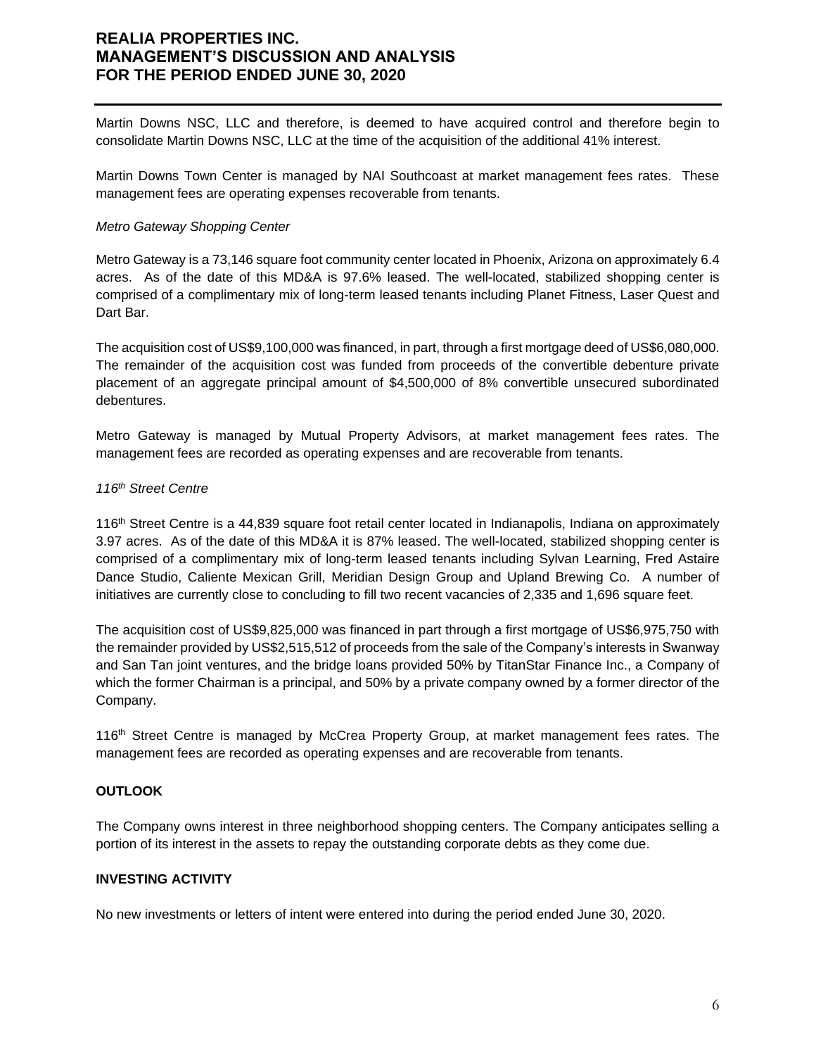Martin Downs NSC, LLC and therefore, is deemed to have acquired control and therefore begin to consolidate Martin Downs NSC, LLC at the time of the acquisition of the additional 41% interest.

Martin Downs Town Center is managed by NAI Southcoast at market management fees rates. These management fees are operating expenses recoverable from tenants.

*Metro Gateway Shopping Center*

Metro Gateway is a 73,146 square foot community center located in Phoenix, Arizona on approximately 6.4 acres. As of the date of this MD&A is 97.6% leased. The well-located, stabilized shopping center is comprised of a complimentary mix of long-term leased tenants including Planet Fitness, Laser Quest and Dart Bar.

The acquisition cost of US$9,100,000 was financed, in part, through a first mortgage deed of US$6,080,000. The remainder of the acquisition cost was funded from proceeds of the convertible debenture private placement of an aggregate principal amount of $4,500,000 of 8% convertible unsecured subordinated debentures.

Metro Gateway is managed by Mutual Property Advisors, at market management fees rates. The management fees are recorded as operating expenses and are recoverable from tenants.

*116th Street Centre*

116th Street Centre is a 44,839 square foot retail center located in Indianapolis, Indiana on approximately 3.97 acres. As of the date of this MD&A it is 87% leased. The well-located, stabilized shopping center is comprised of a complimentary mix of long-term leased tenants including Sylvan Learning, Fred Astaire Dance Studio, Caliente Mexican Grill, Meridian Design Group and Upland Brewing Co. A number of initiatives are currently close to concluding to fill two recent vacancies of 2,335 and 1,696 square feet.

The acquisition cost of US$9,825,000 was financed in part through a first mortgage of US$6,975,750 with the remainder provided by US$2,515,512 of proceeds from the sale of the Company's interests in Swanway and San Tan joint ventures, and the bridge loans provided 50% by TitanStar Finance Inc., a Company of which the former Chairman is a principal, and 50% by a private company owned by a former director of the Company.

116th Street Centre is managed by McCrea Property Group, at market management fees rates. The management fees are recorded as operating expenses and are recoverable from tenants.

## OUTLOOK

The Company owns interest in three neighborhood shopping centers. The Company anticipates selling a portion of its interest in the assets to repay the outstanding corporate debts as they come due.

## INVESTING ACTIVITY

No new investments or letters of intent were entered into during the period ended June 30, 2020.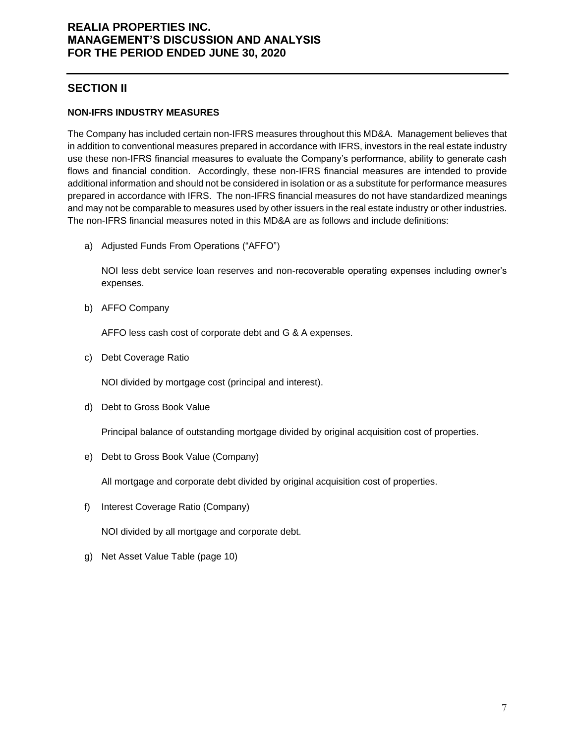## SECTION II

### NON-IFRS INDUSTRY MEASURES

The Company has included certain non-IFRS measures throughout this MD&A. Management believes that in addition to conventional measures prepared in accordance with IFRS, investors in the real estate industry use these non-IFRS financial measures to evaluate the Company's performance, ability to generate cash flows and financial condition. Accordingly, these non-IFRS financial measures are intended to provide additional information and should not be considered in isolation or as a substitute for performance measures prepared in accordance with IFRS. The non-IFRS financial measures do not have standardized meanings and may not be comparable to measures used by other issuers in the real estate industry or other industries. The non-IFRS financial measures noted in this MD&A are as follows and include definitions:

a) Adjusted Funds From Operations ("AFFO")

   NOI less debt service loan reserves and non-recoverable operating expenses including owner's expenses.

b) AFFO Company

   AFFO less cash cost of corporate debt and G & A expenses.

c) Debt Coverage Ratio

   NOI divided by mortgage cost (principal and interest).

d) Debt to Gross Book Value

   Principal balance of outstanding mortgage divided by original acquisition cost of properties.

e) Debt to Gross Book Value (Company)

   All mortgage and corporate debt divided by original acquisition cost of properties.

f) Interest Coverage Ratio (Company)

   NOI divided by all mortgage and corporate debt.

g) Net Asset Value Table (page 10)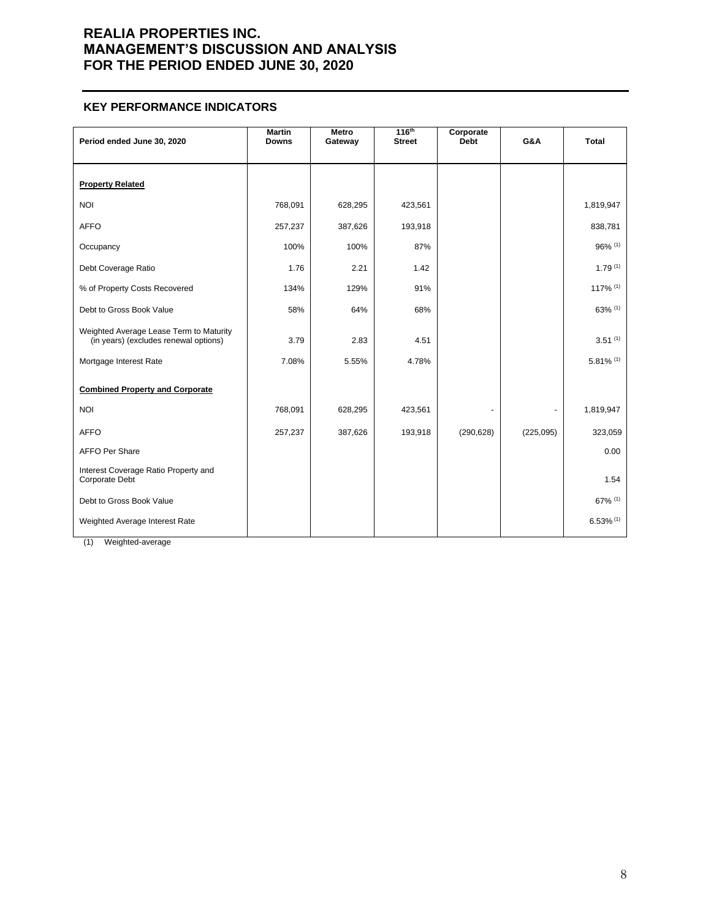## KEY PERFORMANCE INDICATORS

| Period ended June 30, 2020 | Martin Downs | Metro Gateway | 116th Street | Corporate Debt | G&A | Total |
|---|---|---|---|---|---|---|
| **Property Related** | | | | | | |
| NOI | 768,091 | 628,295 | 423,561 | | | 1,819,947 |
| AFFO | 257,237 | 387,626 | 193,918 | | | 838,781 |
| Occupancy | 100% | 100% | 87% | | | 96% (1) |
| Debt Coverage Ratio | 1.76 | 2.21 | 1.42 | | | 1.79 (1) |
| % of Property Costs Recovered | 134% | 129% | 91% | | | 117% (1) |
| Debt to Gross Book Value | 58% | 64% | 68% | | | 63% (1) |
| Weighted Average Lease Term to Maturity (in years) (excludes renewal options) | 3.79 | 2.83 | 4.51 | | | 3.51 (1) |
| Mortgage Interest Rate | 7.08% | 5.55% | 4.78% | | | 5.81% (1) |
| **Combined Property and Corporate** | | | | | | |
| NOI | 768,091 | 628,295 | 423,561 | - | - | 1,819,947 |
| AFFO | 257,237 | 387,626 | 193,918 | (290,628) | (225,095) | 323,059 |
| AFFO Per Share | | | | | | 0.00 |
| Interest Coverage Ratio Property and Corporate Debt | | | | | | 1.54 |
| Debt to Gross Book Value | | | | | | 67% (1) |
| Weighted Average Interest Rate | | | | | | 6.53% (1) |

(1) Weighted-average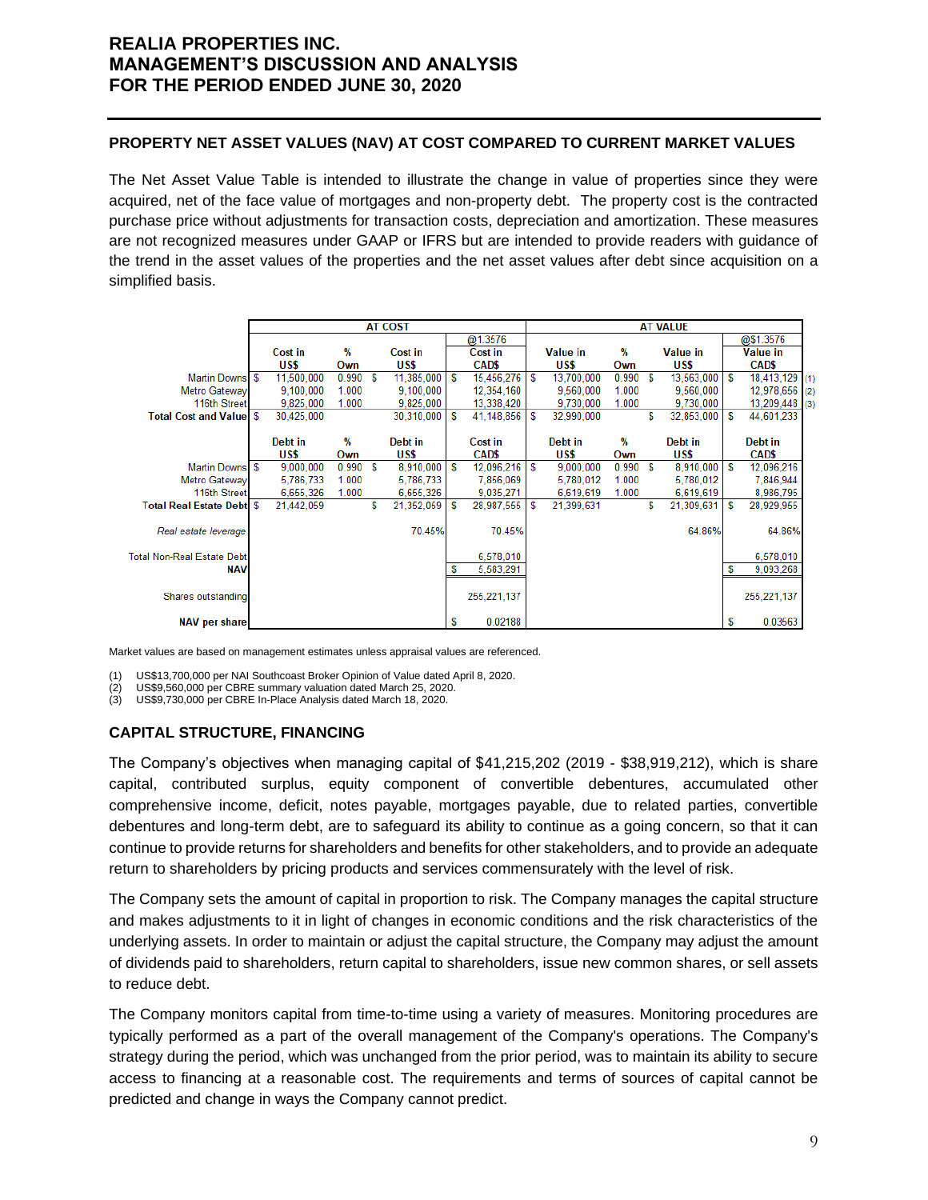## PROPERTY NET ASSET VALUES (NAV) AT COST COMPARED TO CURRENT MARKET VALUES

The Net Asset Value Table is intended to illustrate the change in value of properties since they were acquired, net of the face value of mortgages and non-property debt. The property cost is the contracted purchase price without adjustments for transaction costs, depreciation and amortization. These measures are not recognized measures under GAAP or IFRS but are intended to provide readers with guidance of the trend in the asset values of the properties and the net asset values after debt since acquisition on a simplified basis.

| | AT COST | | | | AT VALUE | | | | |
|---|---|---|---|---|---|---|---|---|---|
| | | | | @1.3576 | | | | @$1.3576 | |
| | Cost in US$ | % Own | Cost in US$ | Cost in CAD$ | Value in US$ | % Own | Value in US$ | Value in CAD$ | |
| Martin Downs | $ 11,500,000 | 0.990 | $ 11,385,000 | $ 15,456,276 | $ 13,700,000 | 0.990 | $ 13,563,000 | $ 18,413,129 | (1) |
| Metro Gateway | 9,100,000 | 1.000 | 9,100,000 | 12,354,160 | 9,560,000 | 1.000 | 9,560,000 | 12,978,656 | (2) |
| 116th Street | 9,825,000 | 1.000 | 9,825,000 | 13,338,420 | 9,730,000 | 1.000 | 9,730,000 | 13,209,448 | (3) |
| **Total Cost and Value** | $ 30,425,000 | | 30,310,000 | $ 41,148,856 | $ 32,990,000 | | $ 32,853,000 | $ 44,601,233 | |
| | Debt in US$ | % Own | Debt in US$ | Cost in CAD$ | Debt in US$ | % Own | Debt in US$ | Debt in CAD$ | |
| Martin Downs | $ 9,000,000 | 0.990 | $ 8,910,000 | $ 12,096,216 | $ 9,000,000 | 0.990 | $ 8,910,000 | $ 12,096,216 | |
| Metro Gateway | 5,786,733 | 1.000 | 5,786,733 | 7,856,069 | 5,780,012 | 1.000 | 5,780,012 | 7,846,944 | |
| 116th Street | 6,655,326 | 1.000 | 6,655,326 | 9,035,271 | 6,619,619 | 1.000 | 6,619,619 | 8,986,795 | |
| **Total Real Estate Debt** | $ 21,442,059 | | $ 21,352,059 | $ 28,987,555 | $ 21,399,631 | | $ 21,309,631 | $ 28,929,955 | |
| *Real estate leverage* | | | 70.45% | 70.45% | | | 64.86% | 64.86% | |
| Total Non-Real Estate Debt | | | | 6,578,010 | | | | 6,578,010 | |
| **NAV** | | | | $ 5,583,291 | | | | $ 9,093,268 | |
| Shares outstanding | | | | 255,221,137 | | | | 255,221,137 | |
| **NAV per share** | | | | $ 0.02188 | | | | $ 0.03563 | |

Market values are based on management estimates unless appraisal values are referenced.

(1) US$13,700,000 per NAI Southcoast Broker Opinion of Value dated April 8, 2020.
(2) US$9,560,000 per CBRE summary valuation dated March 25, 2020.
(3) US$9,730,000 per CBRE In-Place Analysis dated March 18, 2020.

## CAPITAL STRUCTURE, FINANCING

The Company's objectives when managing capital of $41,215,202 (2019 - $38,919,212), which is share capital, contributed surplus, equity component of convertible debentures, accumulated other comprehensive income, deficit, notes payable, mortgages payable, due to related parties, convertible debentures and long-term debt, are to safeguard its ability to continue as a going concern, so that it can continue to provide returns for shareholders and benefits for other stakeholders, and to provide an adequate return to shareholders by pricing products and services commensurately with the level of risk.

The Company sets the amount of capital in proportion to risk. The Company manages the capital structure and makes adjustments to it in light of changes in economic conditions and the risk characteristics of the underlying assets. In order to maintain or adjust the capital structure, the Company may adjust the amount of dividends paid to shareholders, return capital to shareholders, issue new common shares, or sell assets to reduce debt.

The Company monitors capital from time-to-time using a variety of measures. Monitoring procedures are typically performed as a part of the overall management of the Company's operations. The Company's strategy during the period, which was unchanged from the prior period, was to maintain its ability to secure access to financing at a reasonable cost. The requirements and terms of sources of capital cannot be predicted and change in ways the Company cannot predict.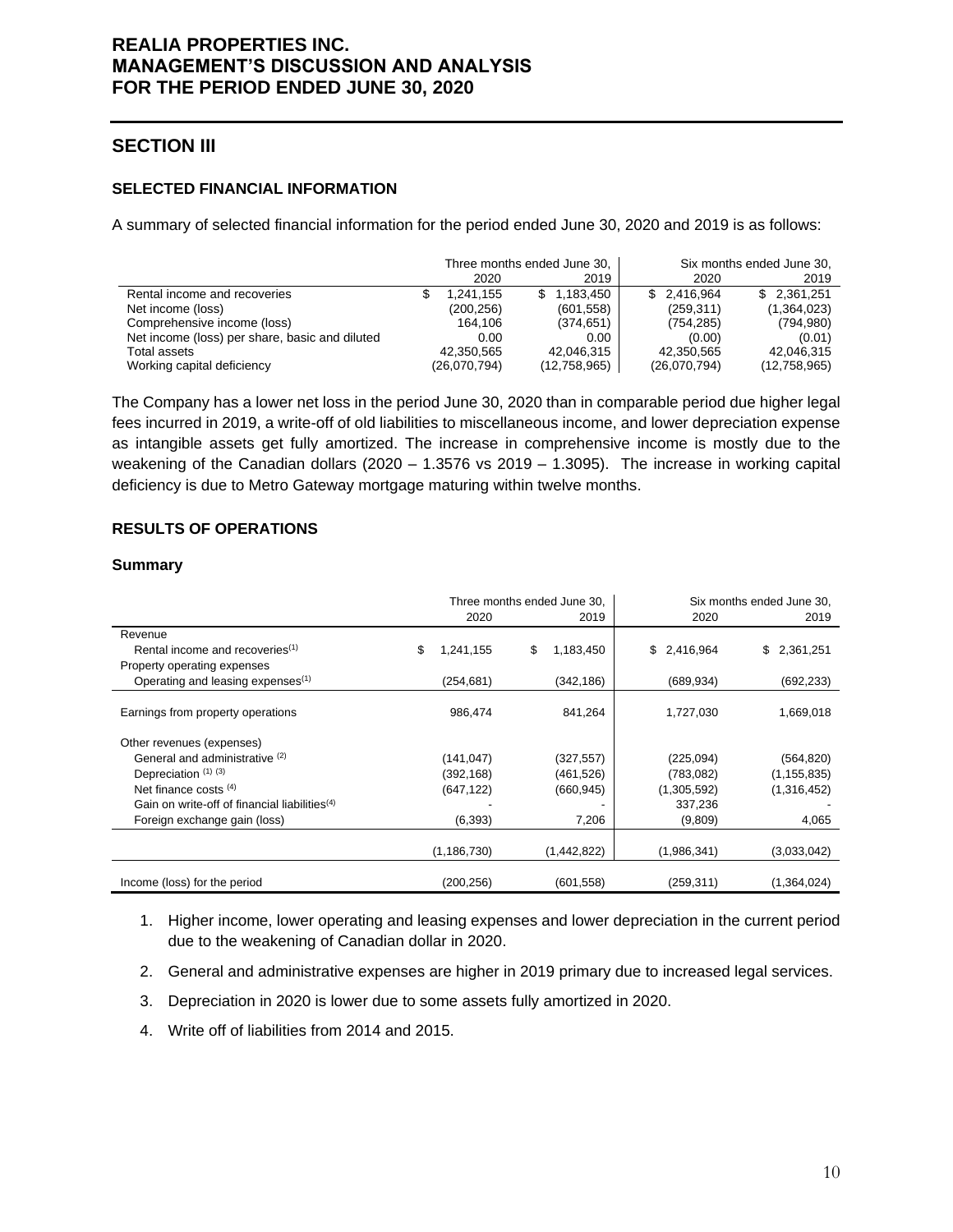## SECTION III

### SELECTED FINANCIAL INFORMATION

A summary of selected financial information for the period ended June 30, 2020 and 2019 is as follows:

| | Three months ended June 30, | | Six months ended June 30, | |
|---|---|---|---|---|
| | 2020 | 2019 | 2020 | 2019 |
| Rental income and recoveries | $ 1,241,155 | $ 1,183,450 | $ 2,416,964 | $ 2,361,251 |
| Net income (loss) | (200,256) | (601,558) | (259,311) | (1,364,023) |
| Comprehensive income (loss) | 164,106 | (374,651) | (754,285) | (794,980) |
| Net income (loss) per share, basic and diluted | 0.00 | 0.00 | (0.00) | (0.01) |
| Total assets | 42,350,565 | 42,046,315 | 42,350,565 | 42,046,315 |
| Working capital deficiency | (26,070,794) | (12,758,965) | (26,070,794) | (12,758,965) |

The Company has a lower net loss in the period June 30, 2020 than in comparable period due higher legal fees incurred in 2019, a write-off of old liabilities to miscellaneous income, and lower depreciation expense as intangible assets get fully amortized. The increase in comprehensive income is mostly due to the weakening of the Canadian dollars (2020 – 1.3576 vs 2019 – 1.3095). The increase in working capital deficiency is due to Metro Gateway mortgage maturing within twelve months.

### RESULTS OF OPERATIONS

#### Summary

| | Three months ended June 30, | | Six months ended June 30, | |
|---|---|---|---|---|
| | 2020 | 2019 | 2020 | 2019 |
| Revenue | | | | |
| Rental income and recoveries(1) | $ 1,241,155 | $ 1,183,450 | $ 2,416,964 | $ 2,361,251 |
| Property operating expenses | | | | |
| Operating and leasing expenses(1) | (254,681) | (342,186) | (689,934) | (692,233) |
| Earnings from property operations | 986,474 | 841,264 | 1,727,030 | 1,669,018 |
| Other revenues (expenses) | | | | |
| General and administrative (2) | (141,047) | (327,557) | (225,094) | (564,820) |
| Depreciation (1) (3) | (392,168) | (461,526) | (783,082) | (1,155,835) |
| Net finance costs (4) | (647,122) | (660,945) | (1,305,592) | (1,316,452) |
| Gain on write-off of financial liabilities(4) | - | - | 337,236 | - |
| Foreign exchange gain (loss) | (6,393) | 7,206 | (9,809) | 4,065 |
| | (1,186,730) | (1,442,822) | (1,986,341) | (3,033,042) |
| Income (loss) for the period | (200,256) | (601,558) | (259,311) | (1,364,024) |

1. Higher income, lower operating and leasing expenses and lower depreciation in the current period due to the weakening of Canadian dollar in 2020.
2. General and administrative expenses are higher in 2019 primary due to increased legal services.
3. Depreciation in 2020 is lower due to some assets fully amortized in 2020.
4. Write off of liabilities from 2014 and 2015.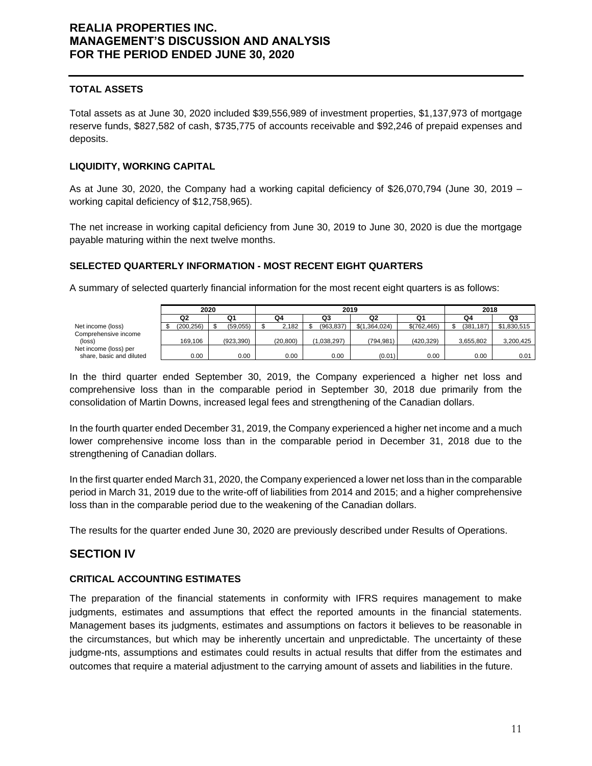### TOTAL ASSETS

Total assets as at June 30, 2020 included $39,556,989 of investment properties, $1,137,973 of mortgage reserve funds, $827,582 of cash, $735,775 of accounts receivable and $92,246 of prepaid expenses and deposits.

### LIQUIDITY, WORKING CAPITAL

As at June 30, 2020, the Company had a working capital deficiency of $26,070,794 (June 30, 2019 – working capital deficiency of $12,758,965).

The net increase in working capital deficiency from June 30, 2019 to June 30, 2020 is due the mortgage payable maturing within the next twelve months.

### SELECTED QUARTERLY INFORMATION - MOST RECENT EIGHT QUARTERS

A summary of selected quarterly financial information for the most recent eight quarters is as follows:

| | 2020 | | 2019 | | | | 2018 | |
|---|---|---|---|---|---|---|---|---|
| | Q2 | Q1 | Q4 | Q3 | Q2 | Q1 | Q4 | Q3 |
| Net income (loss) | $ (200,256) | $ (59,055) | $ 2,182 | $ (963,837) | $(1,364,024) | $(762,465) | $ (381,187) | $1,830,515 |
| Comprehensive income (loss) | 169,106 | (923,390) | (20,800) | (1,038,297) | (794,981) | (420,329) | 3,655,802 | 3,200,425 |
| Net income (loss) per share, basic and diluted | 0.00 | 0.00 | 0.00 | 0.00 | (0.01) | 0.00 | 0.00 | 0.01 |

In the third quarter ended September 30, 2019, the Company experienced a higher net loss and comprehensive loss than in the comparable period in September 30, 2018 due primarily from the consolidation of Martin Downs, increased legal fees and strengthening of the Canadian dollars.

In the fourth quarter ended December 31, 2019, the Company experienced a higher net income and a much lower comprehensive income loss than in the comparable period in December 31, 2018 due to the strengthening of Canadian dollars.

In the first quarter ended March 31, 2020, the Company experienced a lower net loss than in the comparable period in March 31, 2019 due to the write-off of liabilities from 2014 and 2015; and a higher comprehensive loss than in the comparable period due to the weakening of the Canadian dollars.

The results for the quarter ended June 30, 2020 are previously described under Results of Operations.

## SECTION IV

### CRITICAL ACCOUNTING ESTIMATES

The preparation of the financial statements in conformity with IFRS requires management to make judgments, estimates and assumptions that effect the reported amounts in the financial statements. Management bases its judgments, estimates and assumptions on factors it believes to be reasonable in the circumstances, but which may be inherently uncertain and unpredictable. The uncertainty of these judgme-nts, assumptions and estimates could results in actual results that differ from the estimates and outcomes that require a material adjustment to the carrying amount of assets and liabilities in the future.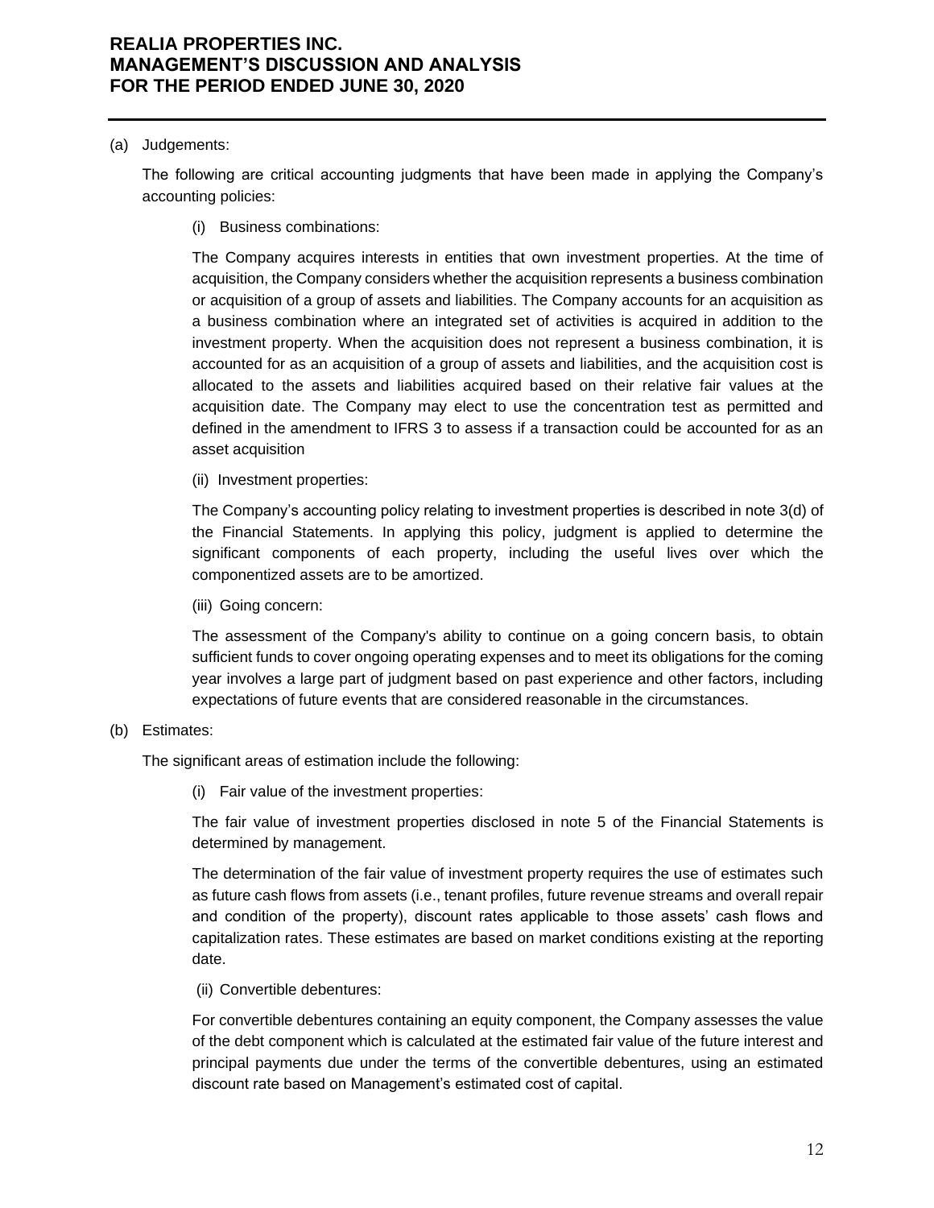(a) Judgements:

The following are critical accounting judgments that have been made in applying the Company's accounting policies:

(i) Business combinations:

The Company acquires interests in entities that own investment properties. At the time of acquisition, the Company considers whether the acquisition represents a business combination or acquisition of a group of assets and liabilities. The Company accounts for an acquisition as a business combination where an integrated set of activities is acquired in addition to the investment property. When the acquisition does not represent a business combination, it is accounted for as an acquisition of a group of assets and liabilities, and the acquisition cost is allocated to the assets and liabilities acquired based on their relative fair values at the acquisition date. The Company may elect to use the concentration test as permitted and defined in the amendment to IFRS 3 to assess if a transaction could be accounted for as an asset acquisition

(ii) Investment properties:

The Company's accounting policy relating to investment properties is described in note 3(d) of the Financial Statements. In applying this policy, judgment is applied to determine the significant components of each property, including the useful lives over which the componentized assets are to be amortized.

(iii) Going concern:

The assessment of the Company's ability to continue on a going concern basis, to obtain sufficient funds to cover ongoing operating expenses and to meet its obligations for the coming year involves a large part of judgment based on past experience and other factors, including expectations of future events that are considered reasonable in the circumstances.

(b) Estimates:

The significant areas of estimation include the following:

(i) Fair value of the investment properties:

The fair value of investment properties disclosed in note 5 of the Financial Statements is determined by management.

The determination of the fair value of investment property requires the use of estimates such as future cash flows from assets (i.e., tenant profiles, future revenue streams and overall repair and condition of the property), discount rates applicable to those assets' cash flows and capitalization rates. These estimates are based on market conditions existing at the reporting date.

(ii) Convertible debentures:

For convertible debentures containing an equity component, the Company assesses the value of the debt component which is calculated at the estimated fair value of the future interest and principal payments due under the terms of the convertible debentures, using an estimated discount rate based on Management's estimated cost of capital.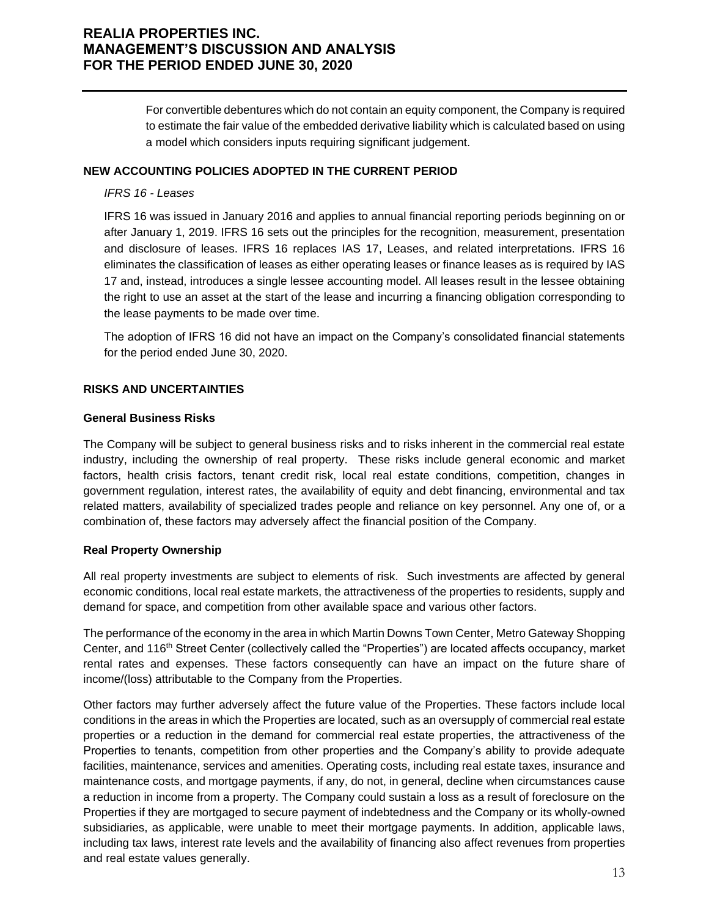For convertible debentures which do not contain an equity component, the Company is required to estimate the fair value of the embedded derivative liability which is calculated based on using a model which considers inputs requiring significant judgement.

## NEW ACCOUNTING POLICIES ADOPTED IN THE CURRENT PERIOD

*IFRS 16 - Leases*

IFRS 16 was issued in January 2016 and applies to annual financial reporting periods beginning on or after January 1, 2019. IFRS 16 sets out the principles for the recognition, measurement, presentation and disclosure of leases. IFRS 16 replaces IAS 17, Leases, and related interpretations. IFRS 16 eliminates the classification of leases as either operating leases or finance leases as is required by IAS 17 and, instead, introduces a single lessee accounting model. All leases result in the lessee obtaining the right to use an asset at the start of the lease and incurring a financing obligation corresponding to the lease payments to be made over time.

The adoption of IFRS 16 did not have an impact on the Company's consolidated financial statements for the period ended June 30, 2020.

## RISKS AND UNCERTAINTIES

### General Business Risks

The Company will be subject to general business risks and to risks inherent in the commercial real estate industry, including the ownership of real property. These risks include general economic and market factors, health crisis factors, tenant credit risk, local real estate conditions, competition, changes in government regulation, interest rates, the availability of equity and debt financing, environmental and tax related matters, availability of specialized trades people and reliance on key personnel. Any one of, or a combination of, these factors may adversely affect the financial position of the Company.

### Real Property Ownership

All real property investments are subject to elements of risk. Such investments are affected by general economic conditions, local real estate markets, the attractiveness of the properties to residents, supply and demand for space, and competition from other available space and various other factors.

The performance of the economy in the area in which Martin Downs Town Center, Metro Gateway Shopping Center, and 116th Street Center (collectively called the "Properties") are located affects occupancy, market rental rates and expenses. These factors consequently can have an impact on the future share of income/(loss) attributable to the Company from the Properties.

Other factors may further adversely affect the future value of the Properties. These factors include local conditions in the areas in which the Properties are located, such as an oversupply of commercial real estate properties or a reduction in the demand for commercial real estate properties, the attractiveness of the Properties to tenants, competition from other properties and the Company's ability to provide adequate facilities, maintenance, services and amenities. Operating costs, including real estate taxes, insurance and maintenance costs, and mortgage payments, if any, do not, in general, decline when circumstances cause a reduction in income from a property. The Company could sustain a loss as a result of foreclosure on the Properties if they are mortgaged to secure payment of indebtedness and the Company or its wholly-owned subsidiaries, as applicable, were unable to meet their mortgage payments. In addition, applicable laws, including tax laws, interest rate levels and the availability of financing also affect revenues from properties and real estate values generally.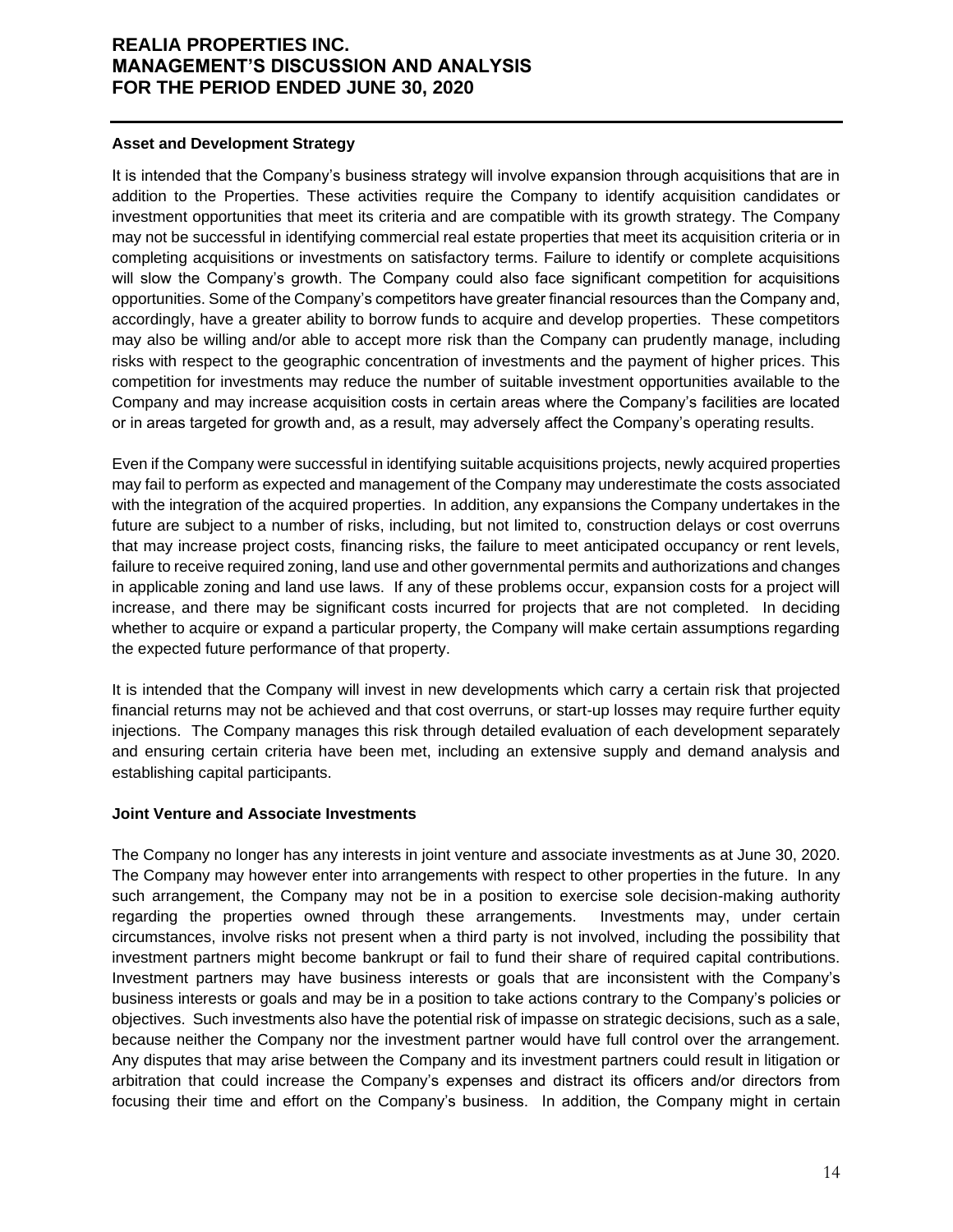### Asset and Development Strategy

It is intended that the Company's business strategy will involve expansion through acquisitions that are in addition to the Properties. These activities require the Company to identify acquisition candidates or investment opportunities that meet its criteria and are compatible with its growth strategy. The Company may not be successful in identifying commercial real estate properties that meet its acquisition criteria or in completing acquisitions or investments on satisfactory terms. Failure to identify or complete acquisitions will slow the Company's growth. The Company could also face significant competition for acquisitions opportunities. Some of the Company's competitors have greater financial resources than the Company and, accordingly, have a greater ability to borrow funds to acquire and develop properties. These competitors may also be willing and/or able to accept more risk than the Company can prudently manage, including risks with respect to the geographic concentration of investments and the payment of higher prices. This competition for investments may reduce the number of suitable investment opportunities available to the Company and may increase acquisition costs in certain areas where the Company's facilities are located or in areas targeted for growth and, as a result, may adversely affect the Company's operating results.

Even if the Company were successful in identifying suitable acquisitions projects, newly acquired properties may fail to perform as expected and management of the Company may underestimate the costs associated with the integration of the acquired properties. In addition, any expansions the Company undertakes in the future are subject to a number of risks, including, but not limited to, construction delays or cost overruns that may increase project costs, financing risks, the failure to meet anticipated occupancy or rent levels, failure to receive required zoning, land use and other governmental permits and authorizations and changes in applicable zoning and land use laws. If any of these problems occur, expansion costs for a project will increase, and there may be significant costs incurred for projects that are not completed. In deciding whether to acquire or expand a particular property, the Company will make certain assumptions regarding the expected future performance of that property.

It is intended that the Company will invest in new developments which carry a certain risk that projected financial returns may not be achieved and that cost overruns, or start-up losses may require further equity injections. The Company manages this risk through detailed evaluation of each development separately and ensuring certain criteria have been met, including an extensive supply and demand analysis and establishing capital participants.

### Joint Venture and Associate Investments

The Company no longer has any interests in joint venture and associate investments as at June 30, 2020. The Company may however enter into arrangements with respect to other properties in the future. In any such arrangement, the Company may not be in a position to exercise sole decision-making authority regarding the properties owned through these arrangements. Investments may, under certain circumstances, involve risks not present when a third party is not involved, including the possibility that investment partners might become bankrupt or fail to fund their share of required capital contributions. Investment partners may have business interests or goals that are inconsistent with the Company's business interests or goals and may be in a position to take actions contrary to the Company's policies or objectives. Such investments also have the potential risk of impasse on strategic decisions, such as a sale, because neither the Company nor the investment partner would have full control over the arrangement. Any disputes that may arise between the Company and its investment partners could result in litigation or arbitration that could increase the Company's expenses and distract its officers and/or directors from focusing their time and effort on the Company's business. In addition, the Company might in certain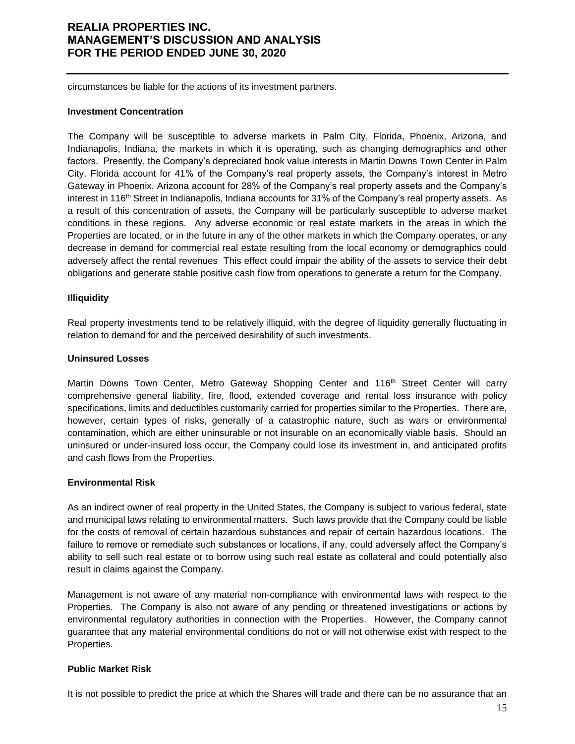circumstances be liable for the actions of its investment partners.

**Investment Concentration**

The Company will be susceptible to adverse markets in Palm City, Florida, Phoenix, Arizona, and Indianapolis, Indiana, the markets in which it is operating, such as changing demographics and other factors. Presently, the Company's depreciated book value interests in Martin Downs Town Center in Palm City, Florida account for 41% of the Company's real property assets, the Company's interest in Metro Gateway in Phoenix, Arizona account for 28% of the Company's real property assets and the Company's interest in 116th Street in Indianapolis, Indiana accounts for 31% of the Company's real property assets. As a result of this concentration of assets, the Company will be particularly susceptible to adverse market conditions in these regions. Any adverse economic or real estate markets in the areas in which the Properties are located, or in the future in any of the other markets in which the Company operates, or any decrease in demand for commercial real estate resulting from the local economy or demographics could adversely affect the rental revenues This effect could impair the ability of the assets to service their debt obligations and generate stable positive cash flow from operations to generate a return for the Company.

**Illiquidity**

Real property investments tend to be relatively illiquid, with the degree of liquidity generally fluctuating in relation to demand for and the perceived desirability of such investments.

**Uninsured Losses**

Martin Downs Town Center, Metro Gateway Shopping Center and 116th Street Center will carry comprehensive general liability, fire, flood, extended coverage and rental loss insurance with policy specifications, limits and deductibles customarily carried for properties similar to the Properties. There are, however, certain types of risks, generally of a catastrophic nature, such as wars or environmental contamination, which are either uninsurable or not insurable on an economically viable basis. Should an uninsured or under-insured loss occur, the Company could lose its investment in, and anticipated profits and cash flows from the Properties.

**Environmental Risk**

As an indirect owner of real property in the United States, the Company is subject to various federal, state and municipal laws relating to environmental matters. Such laws provide that the Company could be liable for the costs of removal of certain hazardous substances and repair of certain hazardous locations. The failure to remove or remediate such substances or locations, if any, could adversely affect the Company's ability to sell such real estate or to borrow using such real estate as collateral and could potentially also result in claims against the Company.

Management is not aware of any material non-compliance with environmental laws with respect to the Properties. The Company is also not aware of any pending or threatened investigations or actions by environmental regulatory authorities in connection with the Properties. However, the Company cannot guarantee that any material environmental conditions do not or will not otherwise exist with respect to the Properties.

**Public Market Risk**

It is not possible to predict the price at which the Shares will trade and there can be no assurance that an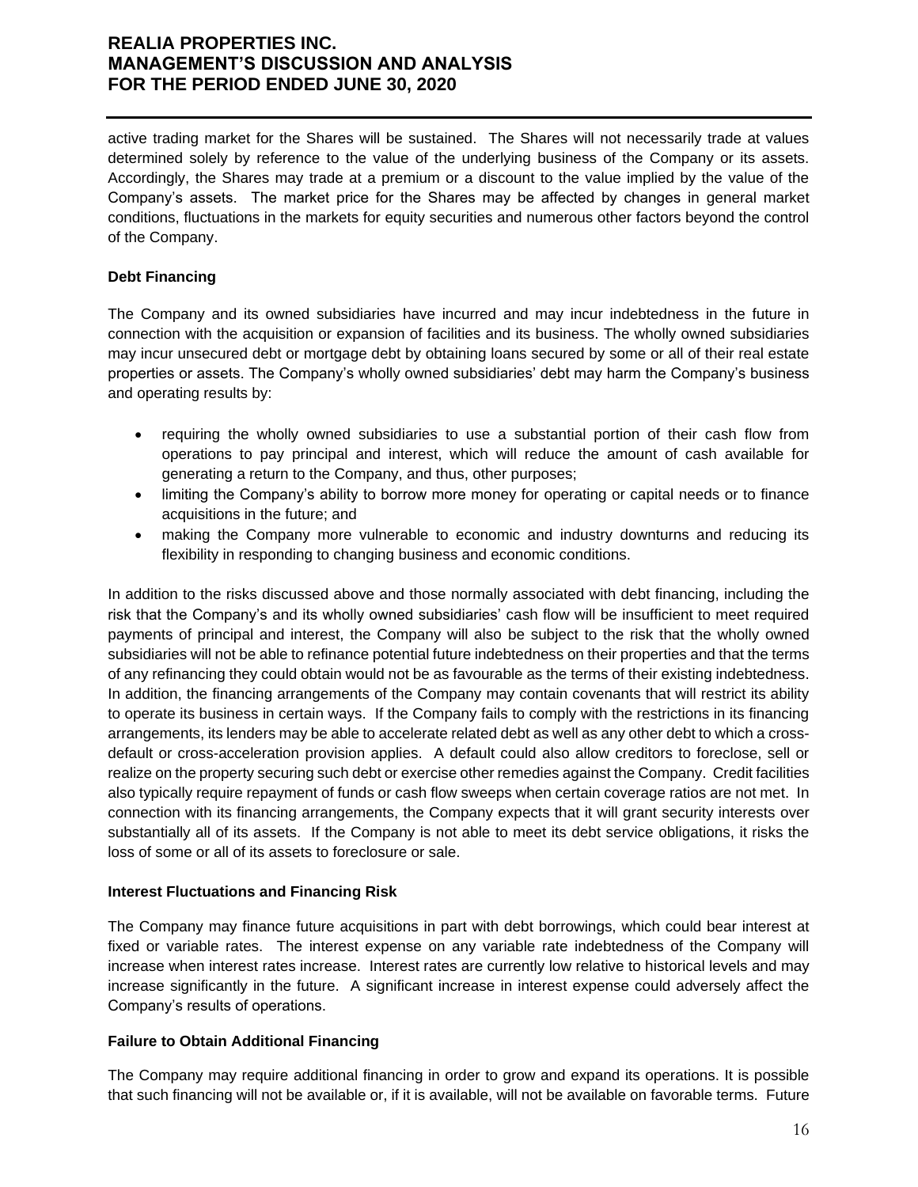active trading market for the Shares will be sustained. The Shares will not necessarily trade at values determined solely by reference to the value of the underlying business of the Company or its assets. Accordingly, the Shares may trade at a premium or a discount to the value implied by the value of the Company's assets. The market price for the Shares may be affected by changes in general market conditions, fluctuations in the markets for equity securities and numerous other factors beyond the control of the Company.

**Debt Financing**

The Company and its owned subsidiaries have incurred and may incur indebtedness in the future in connection with the acquisition or expansion of facilities and its business. The wholly owned subsidiaries may incur unsecured debt or mortgage debt by obtaining loans secured by some or all of their real estate properties or assets. The Company's wholly owned subsidiaries' debt may harm the Company's business and operating results by:

- requiring the wholly owned subsidiaries to use a substantial portion of their cash flow from operations to pay principal and interest, which will reduce the amount of cash available for generating a return to the Company, and thus, other purposes;
- limiting the Company's ability to borrow more money for operating or capital needs or to finance acquisitions in the future; and
- making the Company more vulnerable to economic and industry downturns and reducing its flexibility in responding to changing business and economic conditions.

In addition to the risks discussed above and those normally associated with debt financing, including the risk that the Company's and its wholly owned subsidiaries' cash flow will be insufficient to meet required payments of principal and interest, the Company will also be subject to the risk that the wholly owned subsidiaries will not be able to refinance potential future indebtedness on their properties and that the terms of any refinancing they could obtain would not be as favourable as the terms of their existing indebtedness. In addition, the financing arrangements of the Company may contain covenants that will restrict its ability to operate its business in certain ways. If the Company fails to comply with the restrictions in its financing arrangements, its lenders may be able to accelerate related debt as well as any other debt to which a cross-default or cross-acceleration provision applies. A default could also allow creditors to foreclose, sell or realize on the property securing such debt or exercise other remedies against the Company. Credit facilities also typically require repayment of funds or cash flow sweeps when certain coverage ratios are not met. In connection with its financing arrangements, the Company expects that it will grant security interests over substantially all of its assets. If the Company is not able to meet its debt service obligations, it risks the loss of some or all of its assets to foreclosure or sale.

**Interest Fluctuations and Financing Risk**

The Company may finance future acquisitions in part with debt borrowings, which could bear interest at fixed or variable rates. The interest expense on any variable rate indebtedness of the Company will increase when interest rates increase. Interest rates are currently low relative to historical levels and may increase significantly in the future. A significant increase in interest expense could adversely affect the Company's results of operations.

**Failure to Obtain Additional Financing**

The Company may require additional financing in order to grow and expand its operations. It is possible that such financing will not be available or, if it is available, will not be available on favorable terms. Future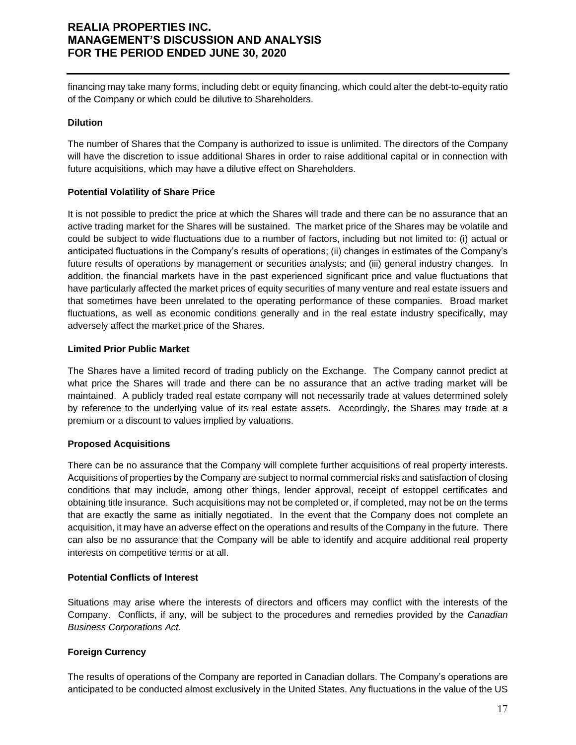financing may take many forms, including debt or equity financing, which could alter the debt-to-equity ratio of the Company or which could be dilutive to Shareholders.

**Dilution**

The number of Shares that the Company is authorized to issue is unlimited. The directors of the Company will have the discretion to issue additional Shares in order to raise additional capital or in connection with future acquisitions, which may have a dilutive effect on Shareholders.

**Potential Volatility of Share Price**

It is not possible to predict the price at which the Shares will trade and there can be no assurance that an active trading market for the Shares will be sustained. The market price of the Shares may be volatile and could be subject to wide fluctuations due to a number of factors, including but not limited to: (i) actual or anticipated fluctuations in the Company's results of operations; (ii) changes in estimates of the Company's future results of operations by management or securities analysts; and (iii) general industry changes. In addition, the financial markets have in the past experienced significant price and value fluctuations that have particularly affected the market prices of equity securities of many venture and real estate issuers and that sometimes have been unrelated to the operating performance of these companies. Broad market fluctuations, as well as economic conditions generally and in the real estate industry specifically, may adversely affect the market price of the Shares.

**Limited Prior Public Market**

The Shares have a limited record of trading publicly on the Exchange. The Company cannot predict at what price the Shares will trade and there can be no assurance that an active trading market will be maintained. A publicly traded real estate company will not necessarily trade at values determined solely by reference to the underlying value of its real estate assets. Accordingly, the Shares may trade at a premium or a discount to values implied by valuations.

**Proposed Acquisitions**

There can be no assurance that the Company will complete further acquisitions of real property interests. Acquisitions of properties by the Company are subject to normal commercial risks and satisfaction of closing conditions that may include, among other things, lender approval, receipt of estoppel certificates and obtaining title insurance. Such acquisitions may not be completed or, if completed, may not be on the terms that are exactly the same as initially negotiated. In the event that the Company does not complete an acquisition, it may have an adverse effect on the operations and results of the Company in the future. There can also be no assurance that the Company will be able to identify and acquire additional real property interests on competitive terms or at all.

**Potential Conflicts of Interest**

Situations may arise where the interests of directors and officers may conflict with the interests of the Company. Conflicts, if any, will be subject to the procedures and remedies provided by the *Canadian Business Corporations Act*.

**Foreign Currency**

The results of operations of the Company are reported in Canadian dollars. The Company's operations are anticipated to be conducted almost exclusively in the United States. Any fluctuations in the value of the US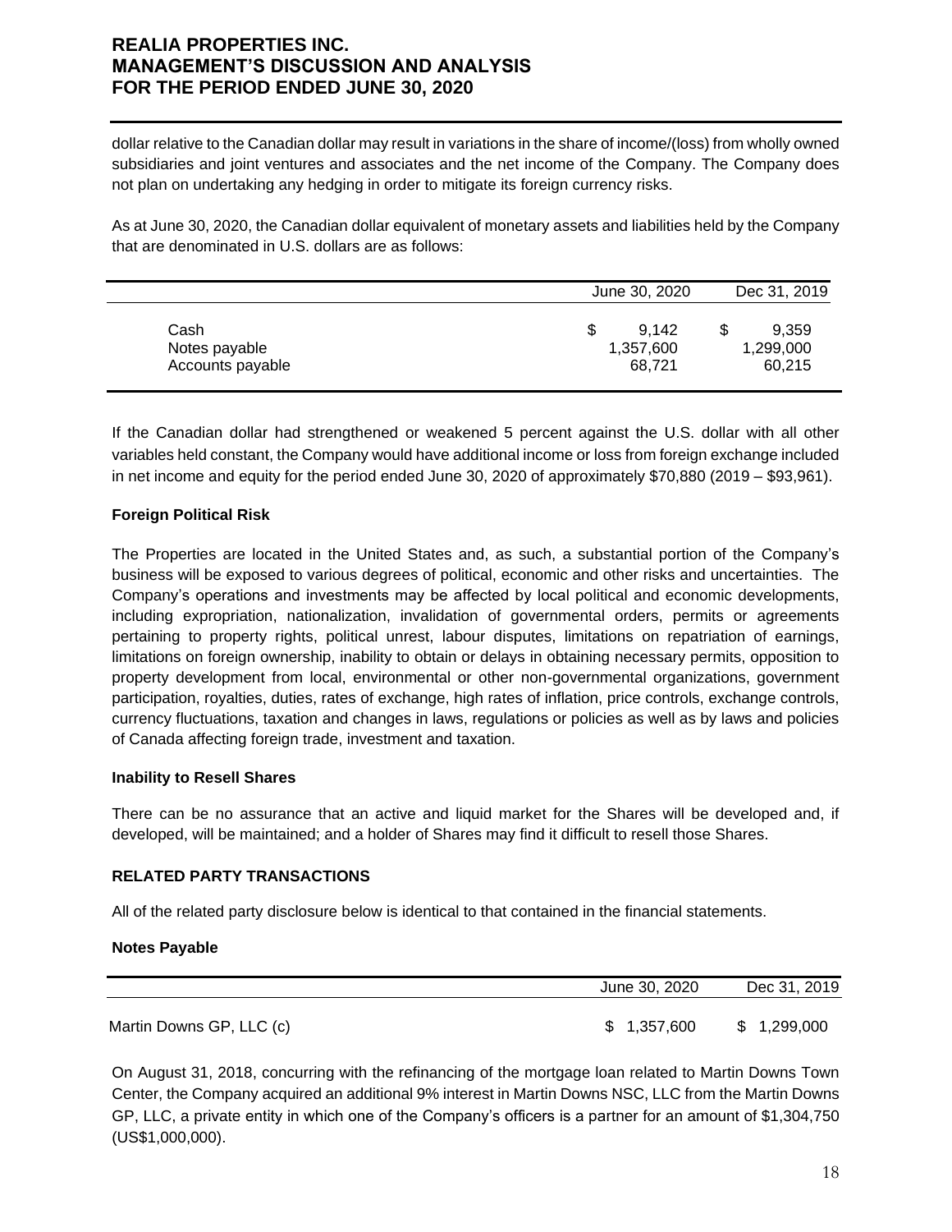dollar relative to the Canadian dollar may result in variations in the share of income/(loss) from wholly owned subsidiaries and joint ventures and associates and the net income of the Company. The Company does not plan on undertaking any hedging in order to mitigate its foreign currency risks.

As at June 30, 2020, the Canadian dollar equivalent of monetary assets and liabilities held by the Company that are denominated in U.S. dollars are as follows:

| | June 30, 2020 | Dec 31, 2019 |
|---|---|---|
| Cash | $ 9,142 | $ 9,359 |
| Notes payable | 1,357,600 | 1,299,000 |
| Accounts payable | 68,721 | 60,215 |

If the Canadian dollar had strengthened or weakened 5 percent against the U.S. dollar with all other variables held constant, the Company would have additional income or loss from foreign exchange included in net income and equity for the period ended June 30, 2020 of approximately $70,880 (2019 – $93,961).

**Foreign Political Risk**

The Properties are located in the United States and, as such, a substantial portion of the Company's business will be exposed to various degrees of political, economic and other risks and uncertainties. The Company's operations and investments may be affected by local political and economic developments, including expropriation, nationalization, invalidation of governmental orders, permits or agreements pertaining to property rights, political unrest, labour disputes, limitations on repatriation of earnings, limitations on foreign ownership, inability to obtain or delays in obtaining necessary permits, opposition to property development from local, environmental or other non-governmental organizations, government participation, royalties, duties, rates of exchange, high rates of inflation, price controls, exchange controls, currency fluctuations, taxation and changes in laws, regulations or policies as well as by laws and policies of Canada affecting foreign trade, investment and taxation.

**Inability to Resell Shares**

There can be no assurance that an active and liquid market for the Shares will be developed and, if developed, will be maintained; and a holder of Shares may find it difficult to resell those Shares.

## RELATED PARTY TRANSACTIONS

All of the related party disclosure below is identical to that contained in the financial statements.

**Notes Payable**

| | June 30, 2020 | Dec 31, 2019 |
|---|---|---|
| Martin Downs GP, LLC (c) | $ 1,357,600 | $ 1,299,000 |

On August 31, 2018, concurring with the refinancing of the mortgage loan related to Martin Downs Town Center, the Company acquired an additional 9% interest in Martin Downs NSC, LLC from the Martin Downs GP, LLC, a private entity in which one of the Company's officers is a partner for an amount of $1,304,750 (US$1,000,000).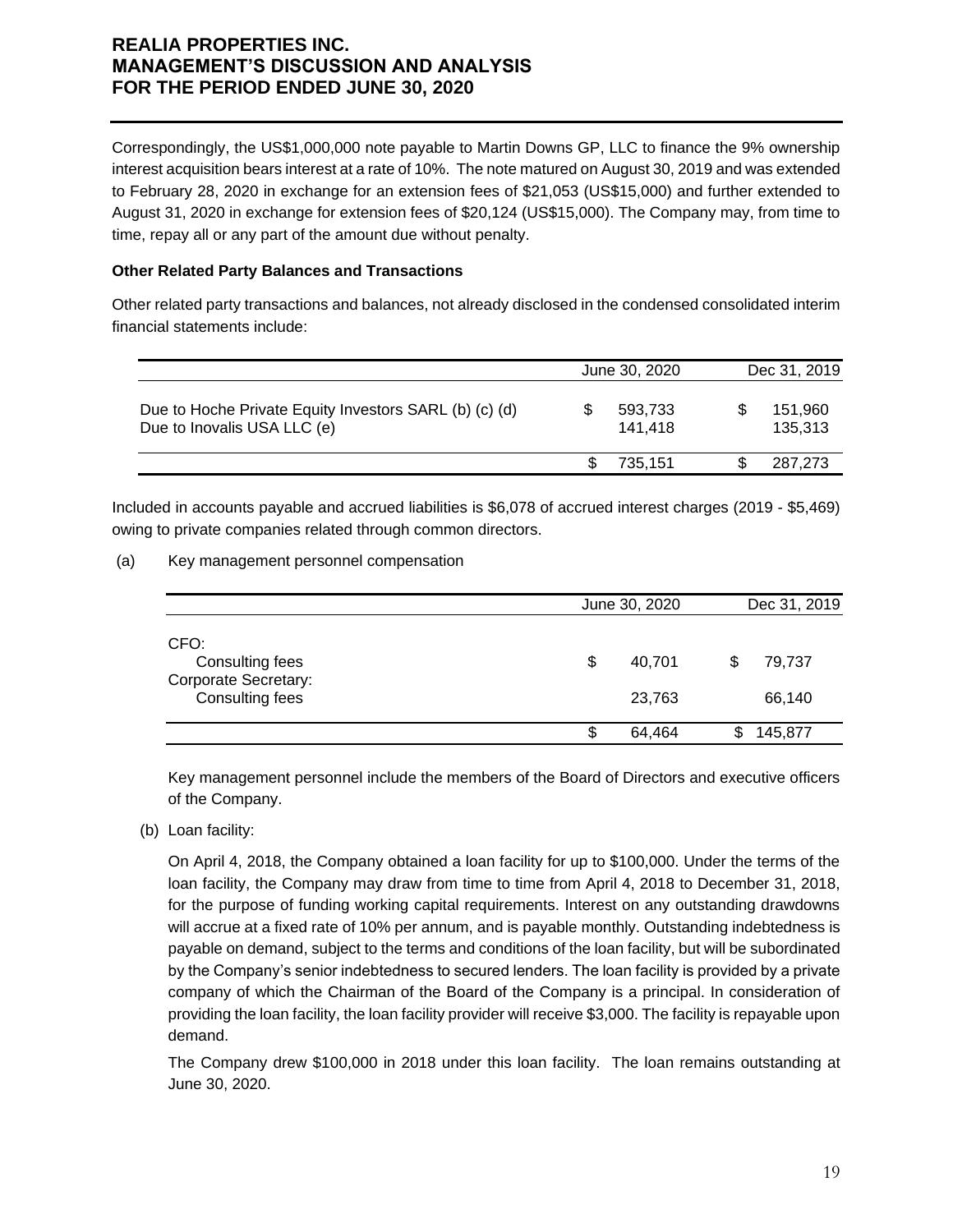Correspondingly, the US$1,000,000 note payable to Martin Downs GP, LLC to finance the 9% ownership interest acquisition bears interest at a rate of 10%. The note matured on August 30, 2019 and was extended to February 28, 2020 in exchange for an extension fees of $21,053 (US$15,000) and further extended to August 31, 2020 in exchange for extension fees of $20,124 (US$15,000). The Company may, from time to time, repay all or any part of the amount due without penalty.

**Other Related Party Balances and Transactions**

Other related party transactions and balances, not already disclosed in the condensed consolidated interim financial statements include:

| | June 30, 2020 | Dec 31, 2019 |
|---|---|---|
| Due to Hoche Private Equity Investors SARL (b) (c) (d) | $ 593,733 | $ 151,960 |
| Due to Inovalis USA LLC (e) | 141,418 | 135,313 |
| | $ 735,151 | $ 287,273 |

Included in accounts payable and accrued liabilities is $6,078 of accrued interest charges (2019 - $5,469) owing to private companies related through common directors.

(a) Key management personnel compensation

| | June 30, 2020 | Dec 31, 2019 |
|---|---|---|
| CFO: | | |
| Consulting fees | $ 40,701 | $ 79,737 |
| Corporate Secretary: | | |
| Consulting fees | 23,763 | 66,140 |
| | $ 64,464 | $ 145,877 |

Key management personnel include the members of the Board of Directors and executive officers of the Company.

(b) Loan facility:

On April 4, 2018, the Company obtained a loan facility for up to $100,000. Under the terms of the loan facility, the Company may draw from time to time from April 4, 2018 to December 31, 2018, for the purpose of funding working capital requirements. Interest on any outstanding drawdowns will accrue at a fixed rate of 10% per annum, and is payable monthly. Outstanding indebtedness is payable on demand, subject to the terms and conditions of the loan facility, but will be subordinated by the Company's senior indebtedness to secured lenders. The loan facility is provided by a private company of which the Chairman of the Board of the Company is a principal. In consideration of providing the loan facility, the loan facility provider will receive $3,000. The facility is repayable upon demand.

The Company drew $100,000 in 2018 under this loan facility. The loan remains outstanding at June 30, 2020.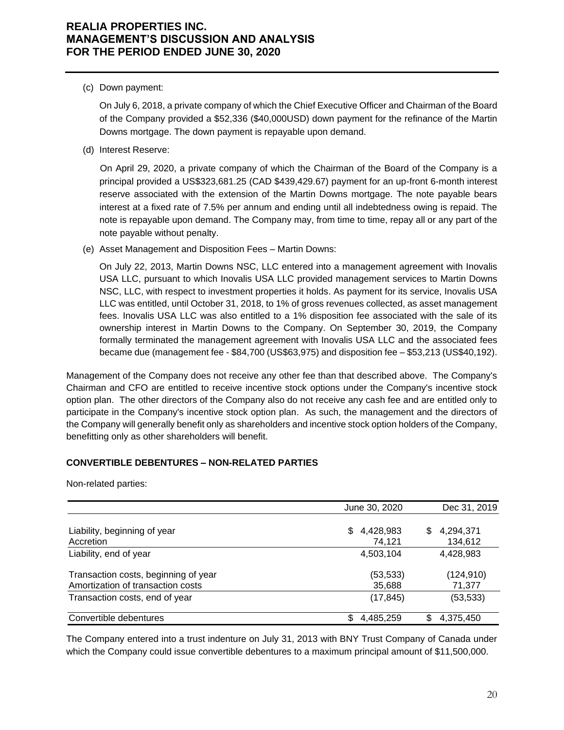(c) Down payment:

On July 6, 2018, a private company of which the Chief Executive Officer and Chairman of the Board of the Company provided a $52,336 ($40,000USD) down payment for the refinance of the Martin Downs mortgage. The down payment is repayable upon demand.

(d) Interest Reserve:

On April 29, 2020, a private company of which the Chairman of the Board of the Company is a principal provided a US$323,681.25 (CAD $439,429.67) payment for an up-front 6-month interest reserve associated with the extension of the Martin Downs mortgage. The note payable bears interest at a fixed rate of 7.5% per annum and ending until all indebtedness owing is repaid. The note is repayable upon demand. The Company may, from time to time, repay all or any part of the note payable without penalty.

(e) Asset Management and Disposition Fees – Martin Downs:

On July 22, 2013, Martin Downs NSC, LLC entered into a management agreement with Inovalis USA LLC, pursuant to which Inovalis USA LLC provided management services to Martin Downs NSC, LLC, with respect to investment properties it holds. As payment for its service, Inovalis USA LLC was entitled, until October 31, 2018, to 1% of gross revenues collected, as asset management fees. Inovalis USA LLC was also entitled to a 1% disposition fee associated with the sale of its ownership interest in Martin Downs to the Company. On September 30, 2019, the Company formally terminated the management agreement with Inovalis USA LLC and the associated fees became due (management fee - $84,700 (US$63,975) and disposition fee – $53,213 (US$40,192).

Management of the Company does not receive any other fee than that described above. The Company's Chairman and CFO are entitled to receive incentive stock options under the Company's incentive stock option plan. The other directors of the Company also do not receive any cash fee and are entitled only to participate in the Company's incentive stock option plan. As such, the management and the directors of the Company will generally benefit only as shareholders and incentive stock option holders of the Company, benefitting only as other shareholders will benefit.

## CONVERTIBLE DEBENTURES – NON-RELATED PARTIES

Non-related parties:

| | June 30, 2020 | Dec 31, 2019 |
|---|---|---|
| Liability, beginning of year | $ 4,428,983 | $ 4,294,371 |
| Accretion | 74,121 | 134,612 |
| Liability, end of year | 4,503,104 | 4,428,983 |
| Transaction costs, beginning of year | (53,533) | (124,910) |
| Amortization of transaction costs | 35,688 | 71,377 |
| Transaction costs, end of year | (17,845) | (53,533) |
| Convertible debentures | $ 4,485,259 | $ 4,375,450 |

The Company entered into a trust indenture on July 31, 2013 with BNY Trust Company of Canada under which the Company could issue convertible debentures to a maximum principal amount of $11,500,000.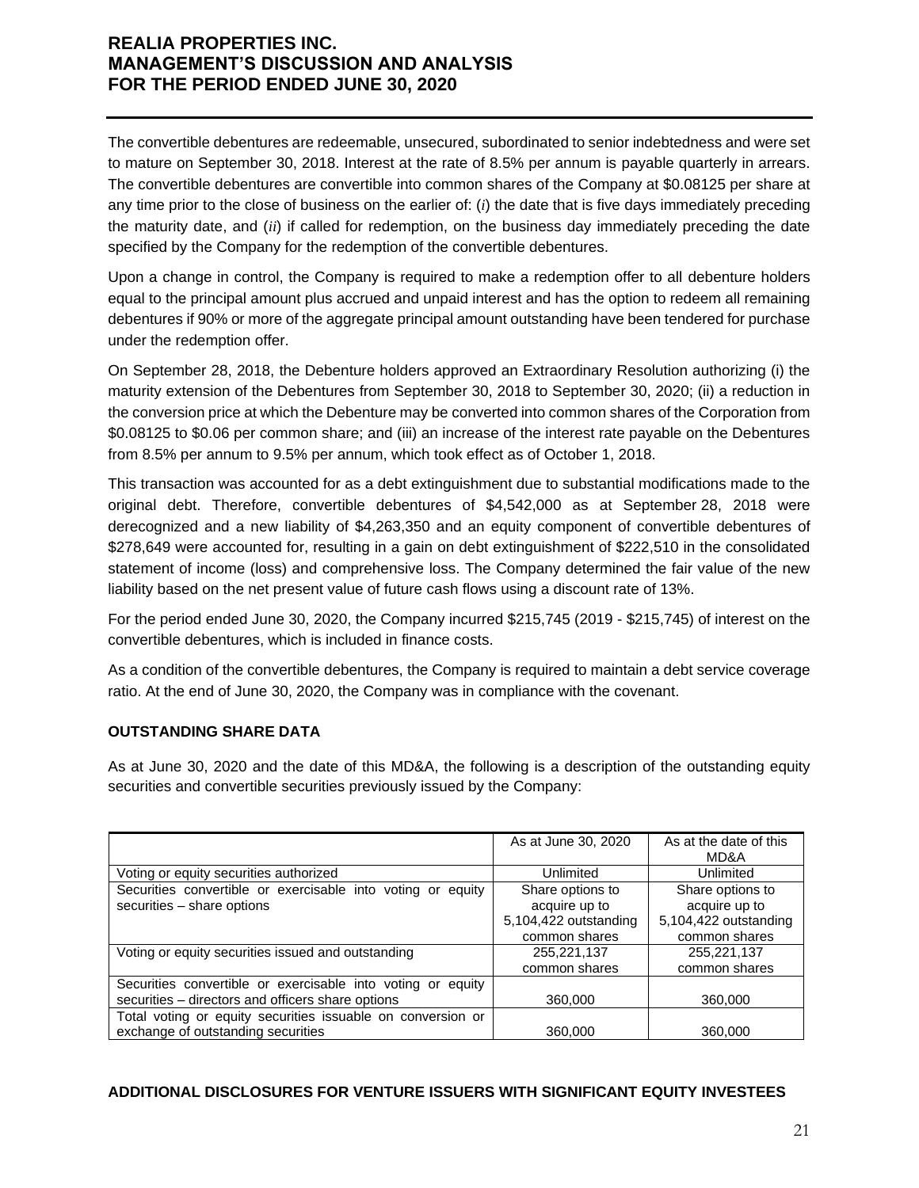The convertible debentures are redeemable, unsecured, subordinated to senior indebtedness and were set to mature on September 30, 2018. Interest at the rate of 8.5% per annum is payable quarterly in arrears. The convertible debentures are convertible into common shares of the Company at $0.08125 per share at any time prior to the close of business on the earlier of: (*i*) the date that is five days immediately preceding the maturity date, and (*ii*) if called for redemption, on the business day immediately preceding the date specified by the Company for the redemption of the convertible debentures.

Upon a change in control, the Company is required to make a redemption offer to all debenture holders equal to the principal amount plus accrued and unpaid interest and has the option to redeem all remaining debentures if 90% or more of the aggregate principal amount outstanding have been tendered for purchase under the redemption offer.

On September 28, 2018, the Debenture holders approved an Extraordinary Resolution authorizing (i) the maturity extension of the Debentures from September 30, 2018 to September 30, 2020; (ii) a reduction in the conversion price at which the Debenture may be converted into common shares of the Corporation from $0.08125 to $0.06 per common share; and (iii) an increase of the interest rate payable on the Debentures from 8.5% per annum to 9.5% per annum, which took effect as of October 1, 2018.

This transaction was accounted for as a debt extinguishment due to substantial modifications made to the original debt. Therefore, convertible debentures of $4,542,000 as at September 28, 2018 were derecognized and a new liability of $4,263,350 and an equity component of convertible debentures of $278,649 were accounted for, resulting in a gain on debt extinguishment of $222,510 in the consolidated statement of income (loss) and comprehensive loss. The Company determined the fair value of the new liability based on the net present value of future cash flows using a discount rate of 13%.

For the period ended June 30, 2020, the Company incurred $215,745 (2019 - $215,745) of interest on the convertible debentures, which is included in finance costs.

As a condition of the convertible debentures, the Company is required to maintain a debt service coverage ratio. At the end of June 30, 2020, the Company was in compliance with the covenant.

## OUTSTANDING SHARE DATA

As at June 30, 2020 and the date of this MD&A, the following is a description of the outstanding equity securities and convertible securities previously issued by the Company:

| | As at June 30, 2020 | As at the date of this MD&A |
|---|---|---|
| Voting or equity securities authorized | Unlimited | Unlimited |
| Securities convertible or exercisable into voting or equity securities – share options | Share options to acquire up to 5,104,422 outstanding common shares | Share options to acquire up to 5,104,422 outstanding common shares |
| Voting or equity securities issued and outstanding | 255,221,137 common shares | 255,221,137 common shares |
| Securities convertible or exercisable into voting or equity securities – directors and officers share options | 360,000 | 360,000 |
| Total voting or equity securities issuable on conversion or exchange of outstanding securities | 360,000 | 360,000 |

## ADDITIONAL DISCLOSURES FOR VENTURE ISSUERS WITH SIGNIFICANT EQUITY INVESTEES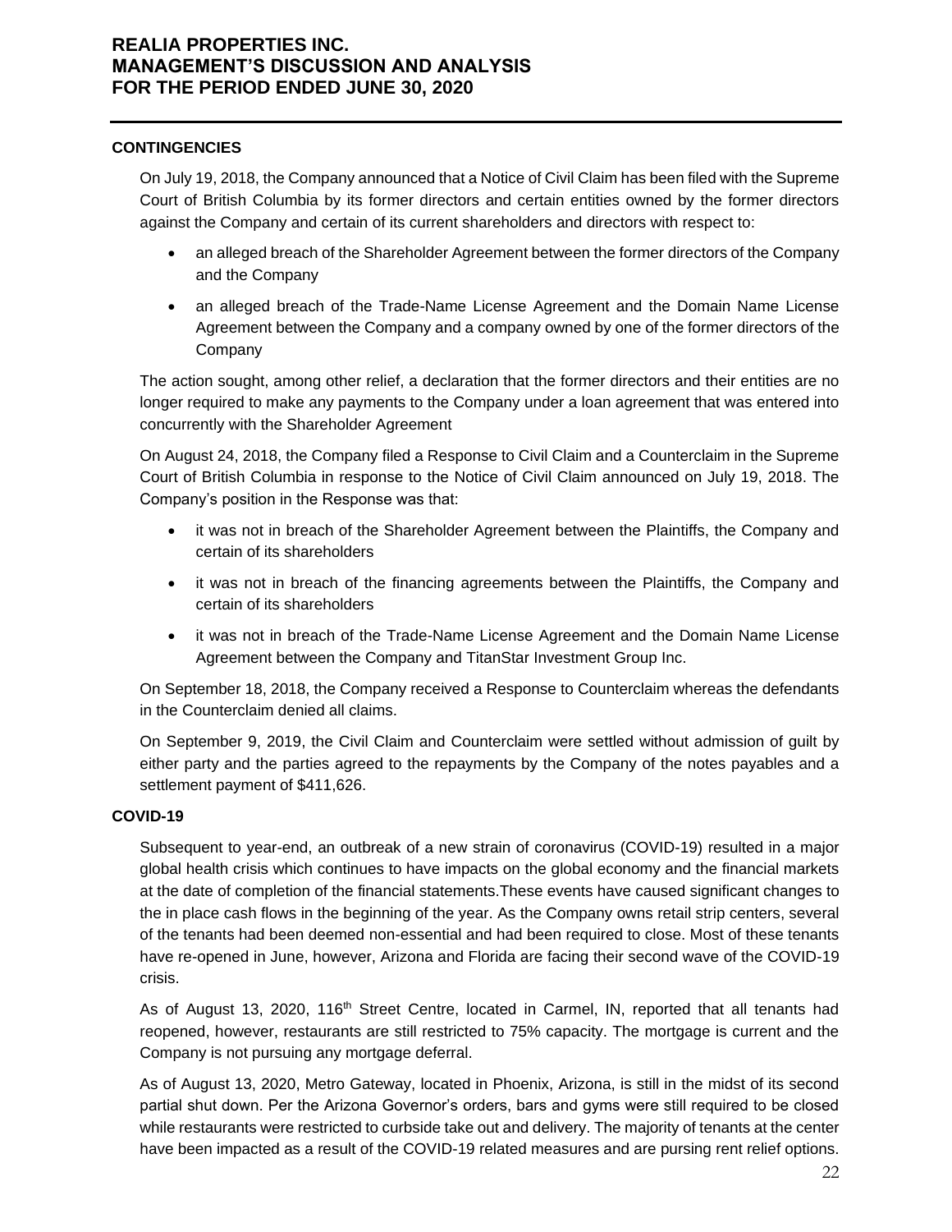## CONTINGENCIES

On July 19, 2018, the Company announced that a Notice of Civil Claim has been filed with the Supreme Court of British Columbia by its former directors and certain entities owned by the former directors against the Company and certain of its current shareholders and directors with respect to:

- an alleged breach of the Shareholder Agreement between the former directors of the Company and the Company
- an alleged breach of the Trade-Name License Agreement and the Domain Name License Agreement between the Company and a company owned by one of the former directors of the Company

The action sought, among other relief, a declaration that the former directors and their entities are no longer required to make any payments to the Company under a loan agreement that was entered into concurrently with the Shareholder Agreement

On August 24, 2018, the Company filed a Response to Civil Claim and a Counterclaim in the Supreme Court of British Columbia in response to the Notice of Civil Claim announced on July 19, 2018. The Company's position in the Response was that:

- it was not in breach of the Shareholder Agreement between the Plaintiffs, the Company and certain of its shareholders
- it was not in breach of the financing agreements between the Plaintiffs, the Company and certain of its shareholders
- it was not in breach of the Trade-Name License Agreement and the Domain Name License Agreement between the Company and TitanStar Investment Group Inc.

On September 18, 2018, the Company received a Response to Counterclaim whereas the defendants in the Counterclaim denied all claims.

On September 9, 2019, the Civil Claim and Counterclaim were settled without admission of guilt by either party and the parties agreed to the repayments by the Company of the notes payables and a settlement payment of $411,626.

## COVID-19

Subsequent to year-end, an outbreak of a new strain of coronavirus (COVID-19) resulted in a major global health crisis which continues to have impacts on the global economy and the financial markets at the date of completion of the financial statements.These events have caused significant changes to the in place cash flows in the beginning of the year. As the Company owns retail strip centers, several of the tenants had been deemed non-essential and had been required to close. Most of these tenants have re-opened in June, however, Arizona and Florida are facing their second wave of the COVID-19 crisis.

As of August 13, 2020, 116th Street Centre, located in Carmel, IN, reported that all tenants had reopened, however, restaurants are still restricted to 75% capacity. The mortgage is current and the Company is not pursuing any mortgage deferral.

As of August 13, 2020, Metro Gateway, located in Phoenix, Arizona, is still in the midst of its second partial shut down. Per the Arizona Governor's orders, bars and gyms were still required to be closed while restaurants were restricted to curbside take out and delivery. The majority of tenants at the center have been impacted as a result of the COVID-19 related measures and are pursing rent relief options.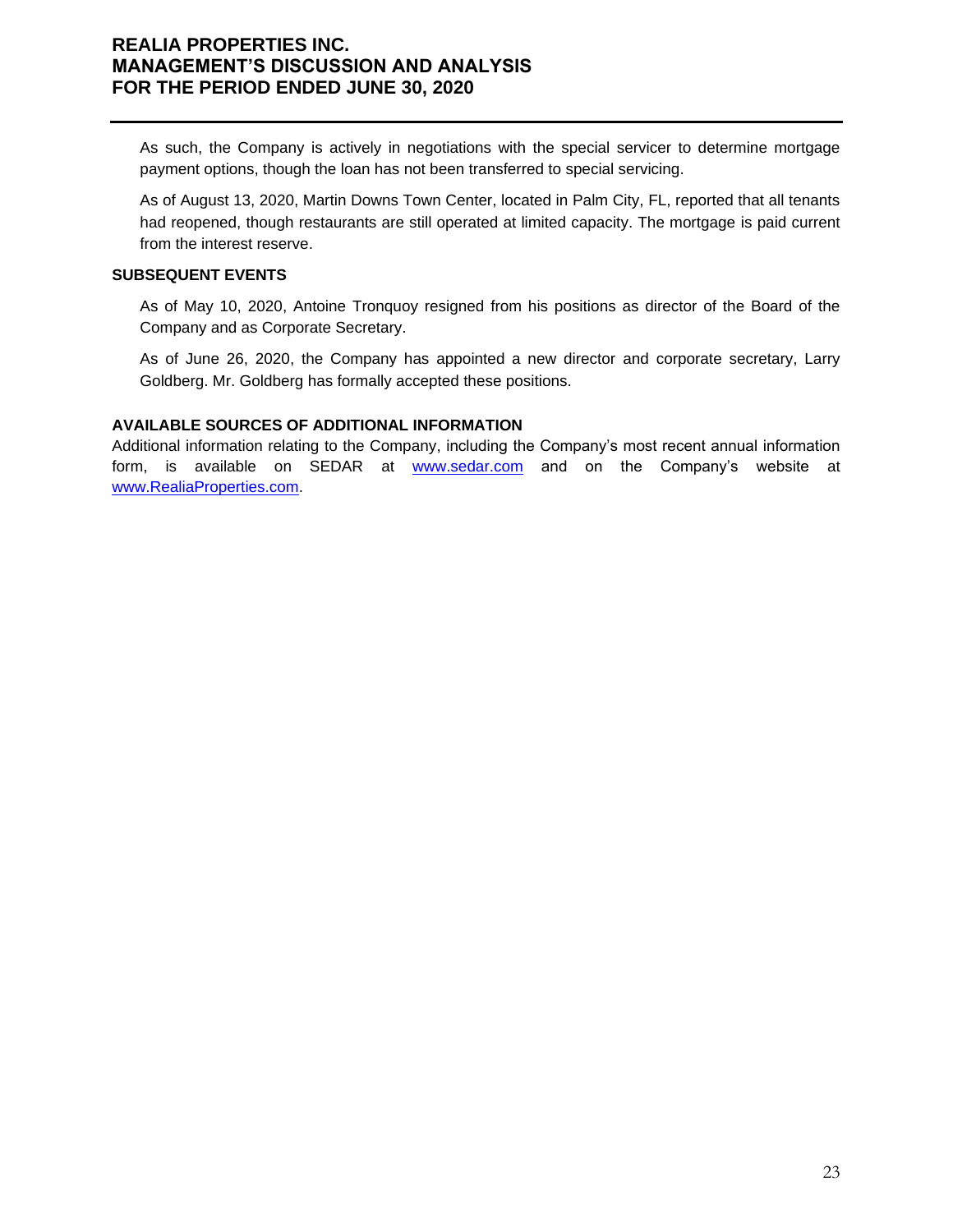As such, the Company is actively in negotiations with the special servicer to determine mortgage payment options, though the loan has not been transferred to special servicing.

As of August 13, 2020, Martin Downs Town Center, located in Palm City, FL, reported that all tenants had reopened, though restaurants are still operated at limited capacity. The mortgage is paid current from the interest reserve.

## SUBSEQUENT EVENTS

As of May 10, 2020, Antoine Tronquoy resigned from his positions as director of the Board of the Company and as Corporate Secretary.

As of June 26, 2020, the Company has appointed a new director and corporate secretary, Larry Goldberg. Mr. Goldberg has formally accepted these positions.

## AVAILABLE SOURCES OF ADDITIONAL INFORMATION

Additional information relating to the Company, including the Company's most recent annual information form, is available on SEDAR at www.sedar.com and on the Company's website at www.RealiaProperties.com.